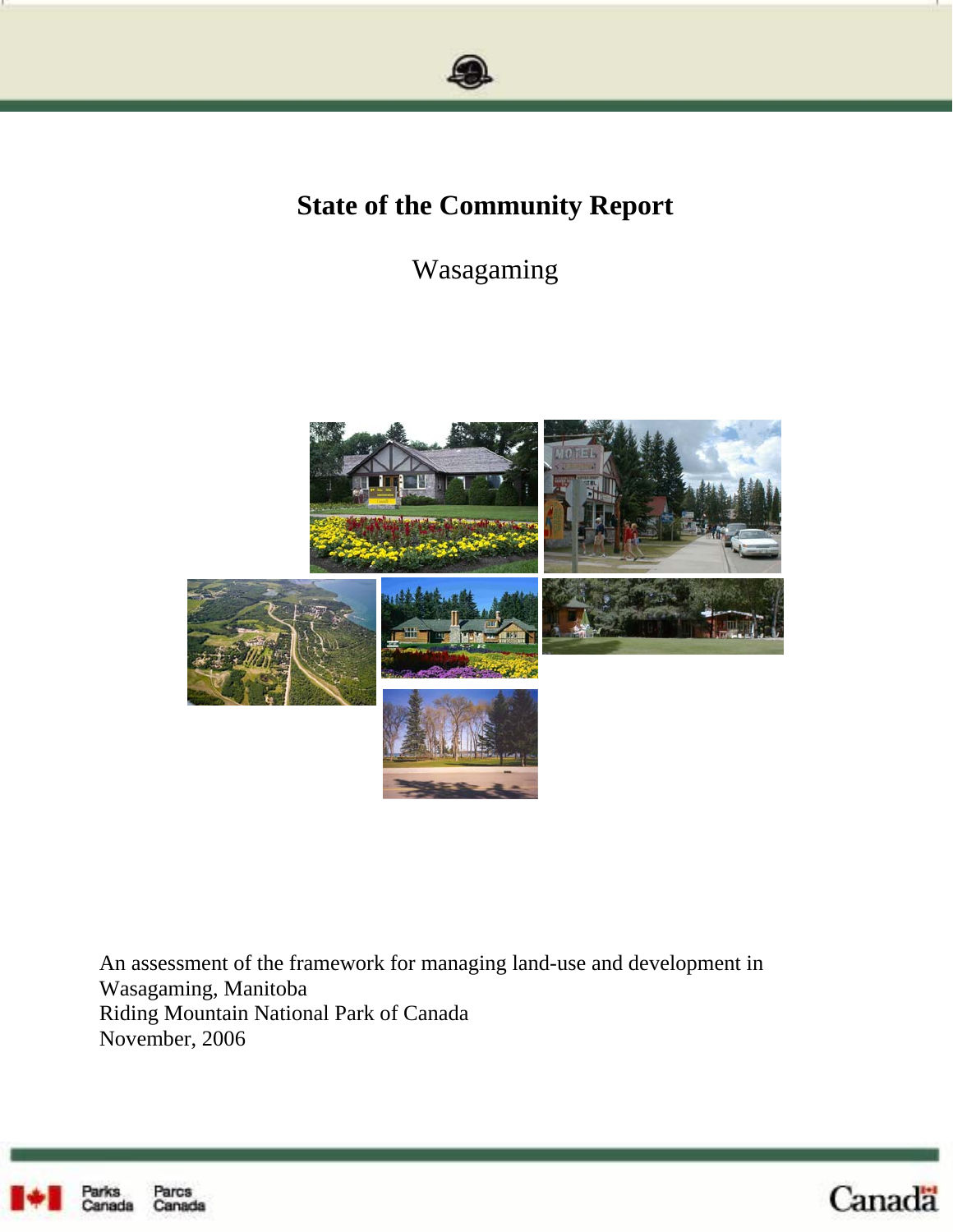# State of the Community Report

Wasagaming

An assessment of the framework for managing land-use and development in Wasagaming, Manitoba
Riding Mountain National Park of Canada
November, 2006

Parks Canada Parcs Canada

Canada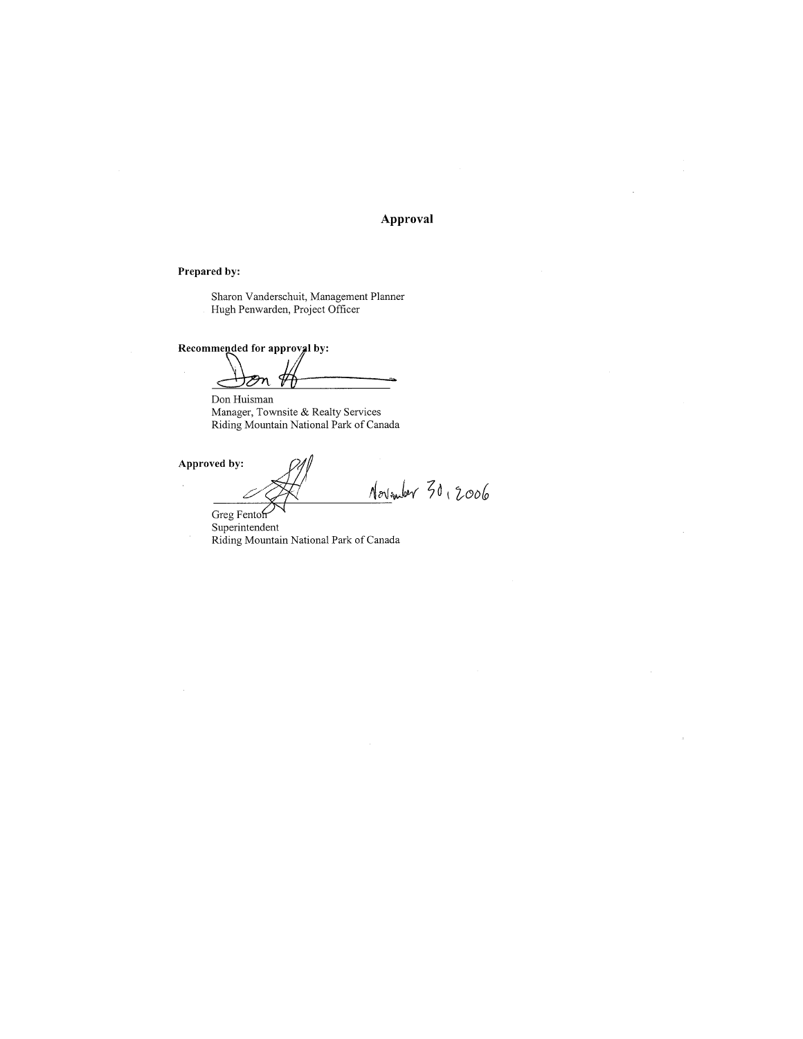## Approval

**Prepared by:**

Sharon Vanderschuit, Management Planner
Hugh Penwarden, Project Officer

**Recommended for approval by:**

Don Huisman
Manager, Townsite & Realty Services
Riding Mountain National Park of Canada

**Approved by:**

November 30, 2006

Greg Fenton
Superintendent
Riding Mountain National Park of Canada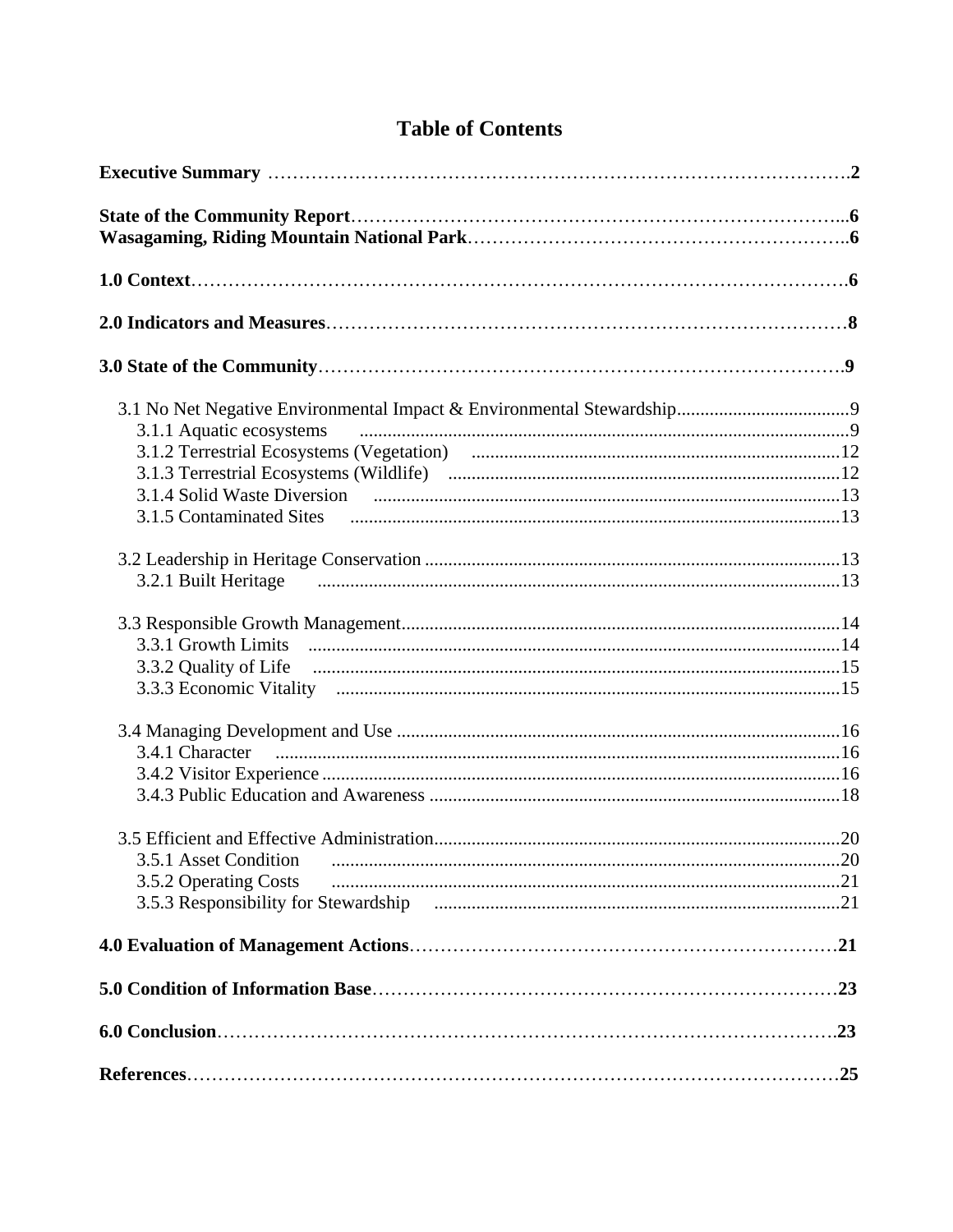# Table of Contents

**Executive Summary** ……………………………………………………………………………….**2**

**State of the Community Report**…………………………………………………………………...**6**
**Wasagaming, Riding Mountain National Park**……………………………………………………..**6**

**1.0 Context**……………………………………………………………………………………………**6**

**2.0 Indicators and Measures**……………………………………………………………………….**8**

**3.0 State of the Community**………………………………………………………………………….**9**

3.1 No Net Negative Environmental Impact & Environmental Stewardship.....................................9
3.1.1 Aquatic ecosystems .........................................................................................................9
3.1.2 Terrestrial Ecosystems (Vegetation) ..............................................................................12
3.1.3 Terrestrial Ecosystems (Wildlife) ...................................................................................12
3.1.4 Solid Waste Diversion ....................................................................................................13
3.1.5 Contaminated Sites ........................................................................................................13

3.2 Leadership in Heritage Conservation ........................................................................................13
3.2.1 Built Heritage ................................................................................................................13

3.3 Responsible Growth Management.............................................................................................14
3.3.1 Growth Limits ................................................................................................................14
3.3.2 Quality of Life ................................................................................................................15
3.3.3 Economic Vitality ...........................................................................................................15

3.4 Managing Development and Use ..............................................................................................16
3.4.1 Character .........................................................................................................................16
3.4.2 Visitor Experience ..............................................................................................................16
3.4.3 Public Education and Awareness .......................................................................................18

3.5 Efficient and Effective Administration......................................................................................20
3.5.1 Asset Condition ...............................................................................................................20
3.5.2 Operating Costs ...............................................................................................................21
3.5.3 Responsibility for Stewardship ......................................................................................21

**4.0 Evaluation of Management Actions**……………………………………………………………**21**

**5.0 Condition of Information Base**…………………………………………………………………**23**

**6.0 Conclusion**……………………………………………………………………………………….**23**

**References**…………………………………………………………………………………………**25**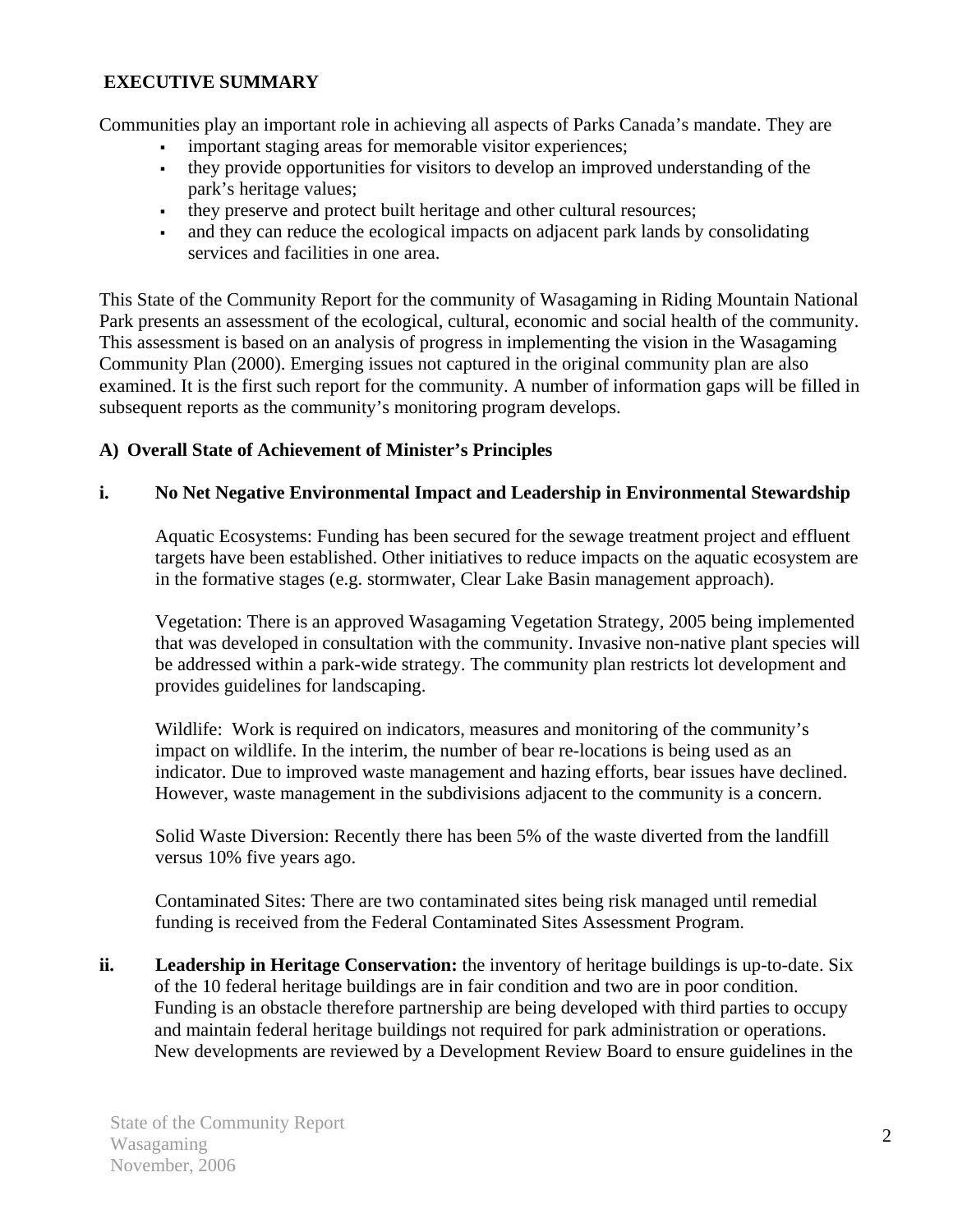## EXECUTIVE SUMMARY

Communities play an important role in achieving all aspects of Parks Canada's mandate. They are

- important staging areas for memorable visitor experiences;
- they provide opportunities for visitors to develop an improved understanding of the park's heritage values;
- they preserve and protect built heritage and other cultural resources;
- and they can reduce the ecological impacts on adjacent park lands by consolidating services and facilities in one area.

This State of the Community Report for the community of Wasagaming in Riding Mountain National Park presents an assessment of the ecological, cultural, economic and social health of the community. This assessment is based on an analysis of progress in implementing the vision in the Wasagaming Community Plan (2000). Emerging issues not captured in the original community plan are also examined. It is the first such report for the community. A number of information gaps will be filled in subsequent reports as the community's monitoring program develops.

### A) Overall State of Achievement of Minister's Principles

#### i. No Net Negative Environmental Impact and Leadership in Environmental Stewardship

Aquatic Ecosystems: Funding has been secured for the sewage treatment project and effluent targets have been established. Other initiatives to reduce impacts on the aquatic ecosystem are in the formative stages (e.g. stormwater, Clear Lake Basin management approach).

Vegetation: There is an approved Wasagaming Vegetation Strategy, 2005 being implemented that was developed in consultation with the community. Invasive non-native plant species will be addressed within a park-wide strategy. The community plan restricts lot development and provides guidelines for landscaping.

Wildlife: Work is required on indicators, measures and monitoring of the community's impact on wildlife. In the interim, the number of bear re-locations is being used as an indicator. Due to improved waste management and hazing efforts, bear issues have declined. However, waste management in the subdivisions adjacent to the community is a concern.

Solid Waste Diversion: Recently there has been 5% of the waste diverted from the landfill versus 10% five years ago.

Contaminated Sites: There are two contaminated sites being risk managed until remedial funding is received from the Federal Contaminated Sites Assessment Program.

**ii. Leadership in Heritage Conservation:** the inventory of heritage buildings is up-to-date. Six of the 10 federal heritage buildings are in fair condition and two are in poor condition. Funding is an obstacle therefore partnership are being developed with third parties to occupy and maintain federal heritage buildings not required for park administration or operations. New developments are reviewed by a Development Review Board to ensure guidelines in the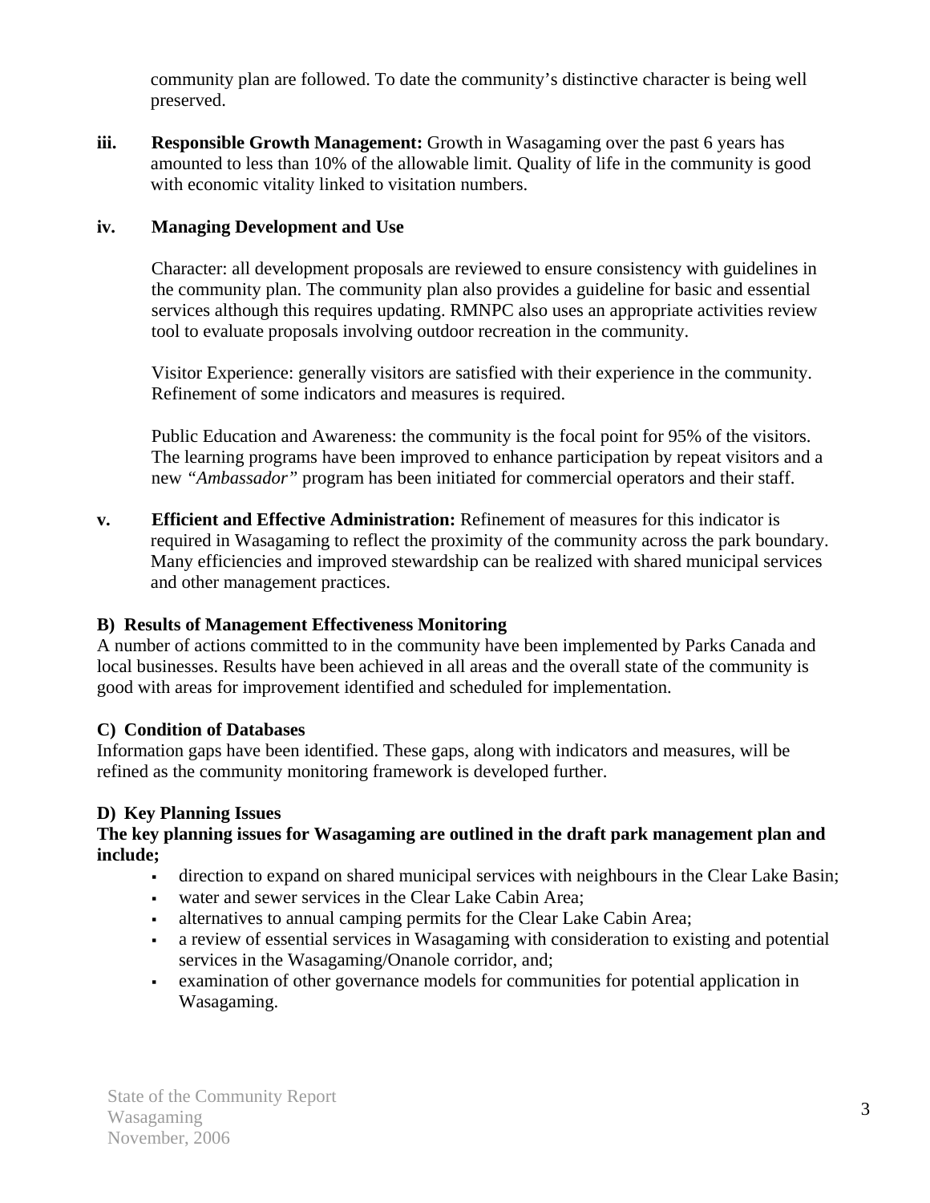community plan are followed. To date the community's distinctive character is being well preserved.

**iii. Responsible Growth Management:** Growth in Wasagaming over the past 6 years has amounted to less than 10% of the allowable limit. Quality of life in the community is good with economic vitality linked to visitation numbers.

**iv. Managing Development and Use**

Character: all development proposals are reviewed to ensure consistency with guidelines in the community plan. The community plan also provides a guideline for basic and essential services although this requires updating. RMNPC also uses an appropriate activities review tool to evaluate proposals involving outdoor recreation in the community.

Visitor Experience: generally visitors are satisfied with their experience in the community. Refinement of some indicators and measures is required.

Public Education and Awareness: the community is the focal point for 95% of the visitors. The learning programs have been improved to enhance participation by repeat visitors and a new *"Ambassador"* program has been initiated for commercial operators and their staff.

**v. Efficient and Effective Administration:** Refinement of measures for this indicator is required in Wasagaming to reflect the proximity of the community across the park boundary. Many efficiencies and improved stewardship can be realized with shared municipal services and other management practices.

### B) Results of Management Effectiveness Monitoring

A number of actions committed to in the community have been implemented by Parks Canada and local businesses. Results have been achieved in all areas and the overall state of the community is good with areas for improvement identified and scheduled for implementation.

### C) Condition of Databases

Information gaps have been identified. These gaps, along with indicators and measures, will be refined as the community monitoring framework is developed further.

### D) Key Planning Issues

**The key planning issues for Wasagaming are outlined in the draft park management plan and include;**

- direction to expand on shared municipal services with neighbours in the Clear Lake Basin;
- water and sewer services in the Clear Lake Cabin Area;
- alternatives to annual camping permits for the Clear Lake Cabin Area;
- a review of essential services in Wasagaming with consideration to existing and potential services in the Wasagaming/Onanole corridor, and;
- examination of other governance models for communities for potential application in Wasagaming.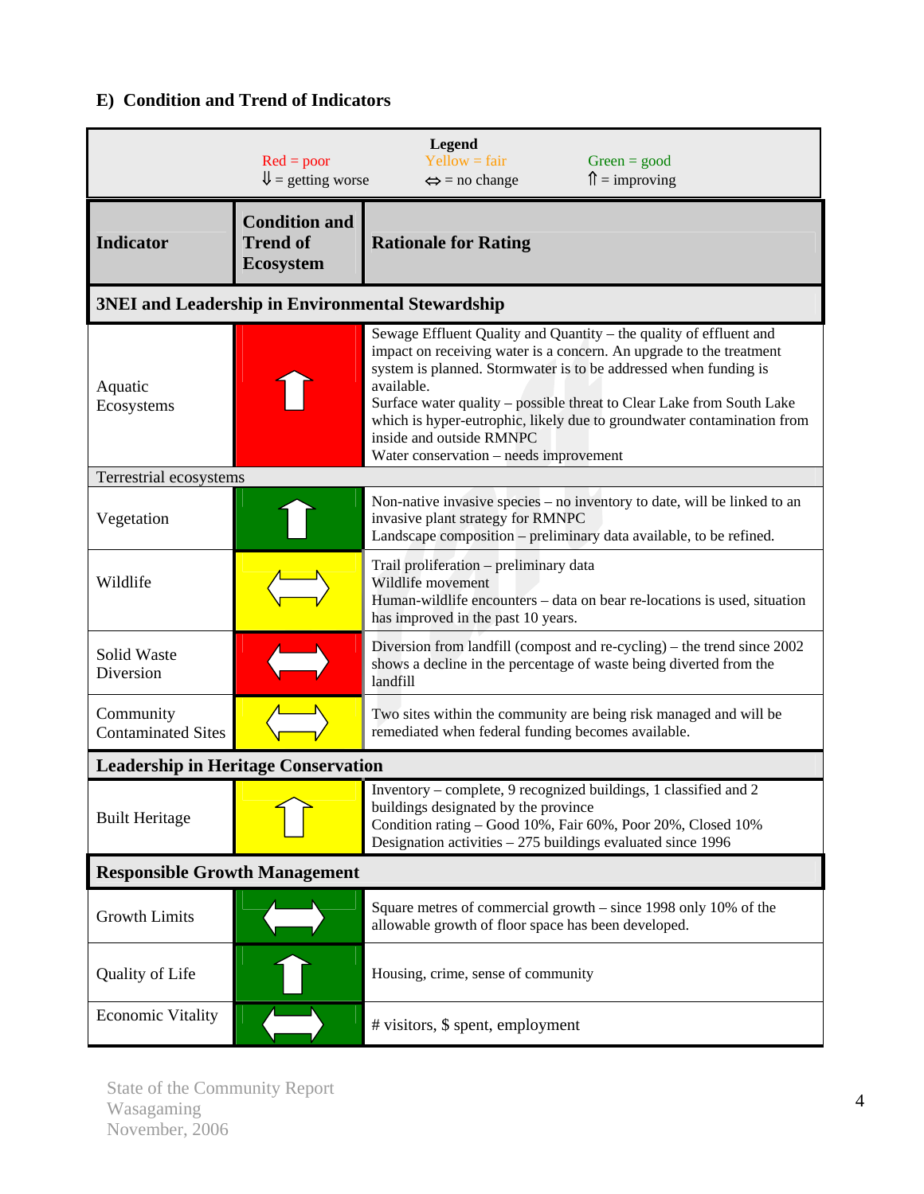## E) Condition and Trend of Indicators

**Legend**

Red = poor | Yellow = fair | Green = good

⇓ = getting worse | ⇔ = no change | ⇑ = improving

| Indicator | Condition and Trend of Ecosystem | Rationale for Rating |
|---|---|---|
| **3NEI and Leadership in Environmental Stewardship** | | |
| Aquatic Ecosystems | Red ⇑ | Sewage Effluent Quality and Quantity – the quality of effluent and impact on receiving water is a concern. An upgrade to the treatment system is planned. Stormwater is to be addressed when funding is available.<br>Surface water quality – possible threat to Clear Lake from South Lake which is hyper-eutrophic, likely due to groundwater contamination from inside and outside RMNPC<br>Water conservation – needs improvement |
| Terrestrial ecosystems | | |
| Vegetation | Green ⇑ | Non-native invasive species – no inventory to date, will be linked to an invasive plant strategy for RMNPC<br>Landscape composition – preliminary data available, to be refined. |
| Wildlife | Yellow ⇔ | Trail proliferation – preliminary data<br>Wildlife movement<br>Human-wildlife encounters – data on bear re-locations is used, situation has improved in the past 10 years. |
| Solid Waste Diversion | Red ⇔ | Diversion from landfill (compost and re-cycling) – the trend since 2002 shows a decline in the percentage of waste being diverted from the landfill |
| Community Contaminated Sites | Yellow ⇔ | Two sites within the community are being risk managed and will be remediated when federal funding becomes available. |
| **Leadership in Heritage Conservation** | | |
| Built Heritage | Yellow ⇑ | Inventory – complete, 9 recognized buildings, 1 classified and 2 buildings designated by the province<br>Condition rating – Good 10%, Fair 60%, Poor 20%, Closed 10%<br>Designation activities – 275 buildings evaluated since 1996 |
| **Responsible Growth Management** | | |
| Growth Limits | Green ⇔ | Square metres of commercial growth – since 1998 only 10% of the allowable growth of floor space has been developed. |
| Quality of Life | Green ⇑ | Housing, crime, sense of community |
| Economic Vitality | Green ⇔ | # visitors, $ spent, employment |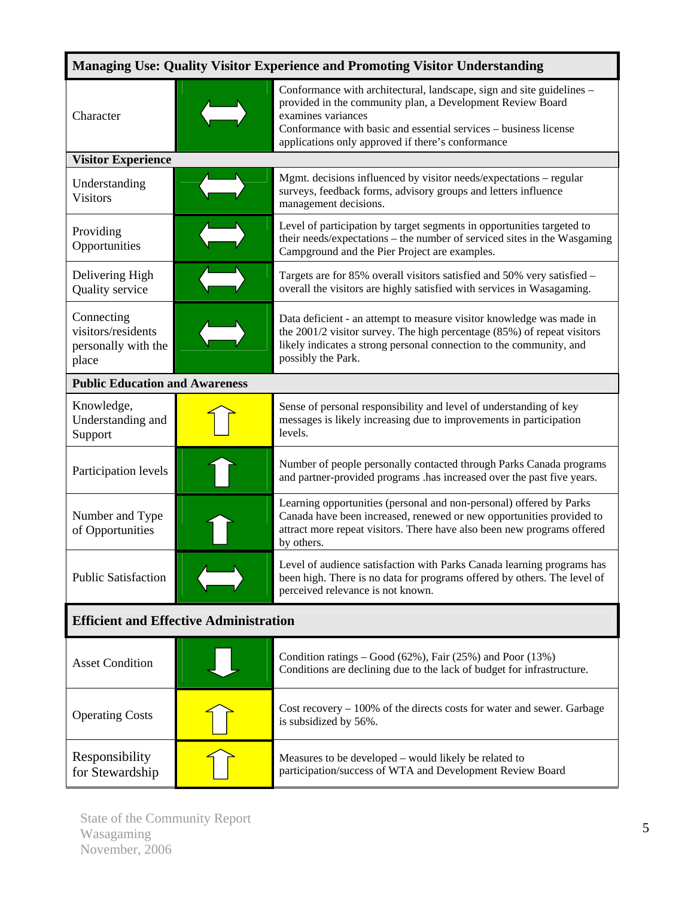| Managing Use: Quality Visitor Experience and Promoting Visitor Understanding | | |
|---|---|---|
| Character | ⟺ | Conformance with architectural, landscape, sign and site guidelines – provided in the community plan, a Development Review Board examines variances<br>Conformance with basic and essential services – business license applications only approved if there's conformance |
| **Visitor Experience** | | |
| Understanding Visitors | ⟺ | Mgmt. decisions influenced by visitor needs/expectations – regular surveys, feedback forms, advisory groups and letters influence management decisions. |
| Providing Opportunities | ⟺ | Level of participation by target segments in opportunities targeted to their needs/expectations – the number of serviced sites in the Wasgaming Campground and the Pier Project are examples. |
| Delivering High Quality service | ⟺ | Targets are for 85% overall visitors satisfied and 50% very satisfied – overall the visitors are highly satisfied with services in Wasagaming. |
| Connecting visitors/residents personally with the place | ⟺ | Data deficient - an attempt to measure visitor knowledge was made in the 2001/2 visitor survey. The high percentage (85%) of repeat visitors likely indicates a strong personal connection to the community, and possibly the Park. |
| **Public Education and Awareness** | | |
| Knowledge, Understanding and Support | ⇧ | Sense of personal responsibility and level of understanding of key messages is likely increasing due to improvements in participation levels. |
| Participation levels | ⇧ | Number of people personally contacted through Parks Canada programs and partner-provided programs .has increased over the past five years. |
| Number and Type of Opportunities | ⇧ | Learning opportunities (personal and non-personal) offered by Parks Canada have been increased, renewed or new opportunities provided to attract more repeat visitors. There have also been new programs offered by others. |
| Public Satisfaction | ⟺ | Level of audience satisfaction with Parks Canada learning programs has been high. There is no data for programs offered by others. The level of perceived relevance is not known. |

| Efficient and Effective Administration | | |
|---|---|---|
| Asset Condition | ⇩ | Condition ratings – Good (62%), Fair (25%) and Poor (13%)<br>Conditions are declining due to the lack of budget for infrastructure. |
| Operating Costs | ⇧ | Cost recovery – 100% of the directs costs for water and sewer. Garbage is subsidized by 56%. |
| Responsibility for Stewardship | ⇧ | Measures to be developed – would likely be related to participation/success of WTA and Development Review Board |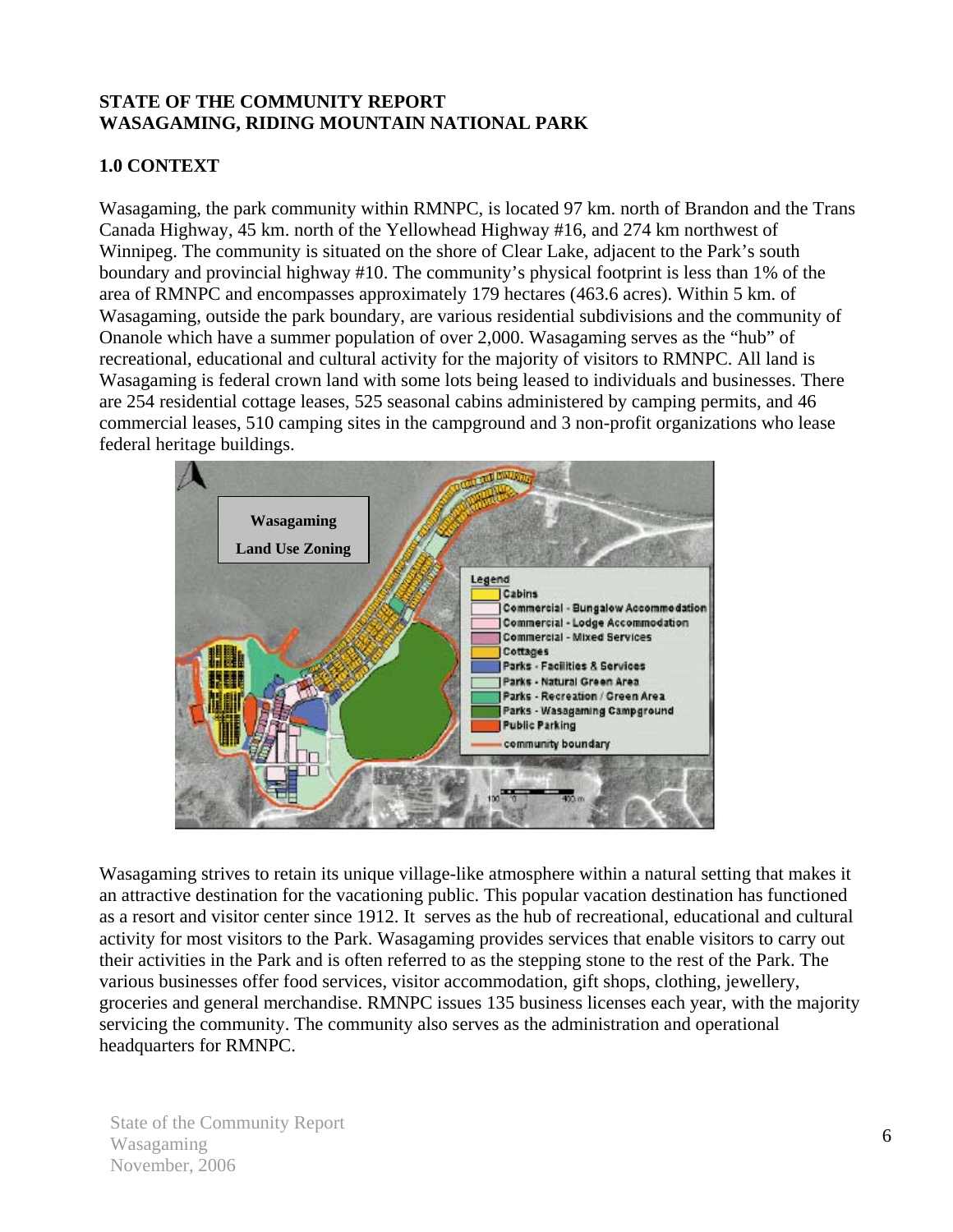**STATE OF THE COMMUNITY REPORT**
**WASAGAMING, RIDING MOUNTAIN NATIONAL PARK**

## 1.0 CONTEXT

Wasagaming, the park community within RMNPC, is located 97 km. north of Brandon and the Trans Canada Highway, 45 km. north of the Yellowhead Highway #16, and 274 km northwest of Winnipeg. The community is situated on the shore of Clear Lake, adjacent to the Park's south boundary and provincial highway #10. The community's physical footprint is less than 1% of the area of RMNPC and encompasses approximately 179 hectares (463.6 acres). Within 5 km. of Wasagaming, outside the park boundary, are various residential subdivisions and the community of Onanole which have a summer population of over 2,000. Wasagaming serves as the "hub" of recreational, educational and cultural activity for the majority of visitors to RMNPC. All land is Wasagaming is federal crown land with some lots being leased to individuals and businesses. There are 254 residential cottage leases, 525 seasonal cabins administered by camping permits, and 46 commercial leases, 510 camping sites in the campground and 3 non-profit organizations who lease federal heritage buildings.

Wasagaming
Land Use Zoning

Legend
Cabins
Commercial - Bungalow Accommodation
Commercial - Lodge Accommodation
Commercial - Mixed Services
Cottages
Parks - Facilities & Services
Parks - Natural Green Area
Parks - Recreation / Green Area
Parks - Wasagaming Campground
Public Parking
community boundary

Wasagaming strives to retain its unique village-like atmosphere within a natural setting that makes it an attractive destination for the vacationing public. This popular vacation destination has functioned as a resort and visitor center since 1912. It serves as the hub of recreational, educational and cultural activity for most visitors to the Park. Wasagaming provides services that enable visitors to carry out their activities in the Park and is often referred to as the stepping stone to the rest of the Park. The various businesses offer food services, visitor accommodation, gift shops, clothing, jewellery, groceries and general merchandise. RMNPC issues 135 business licenses each year, with the majority servicing the community. The community also serves as the administration and operational headquarters for RMNPC.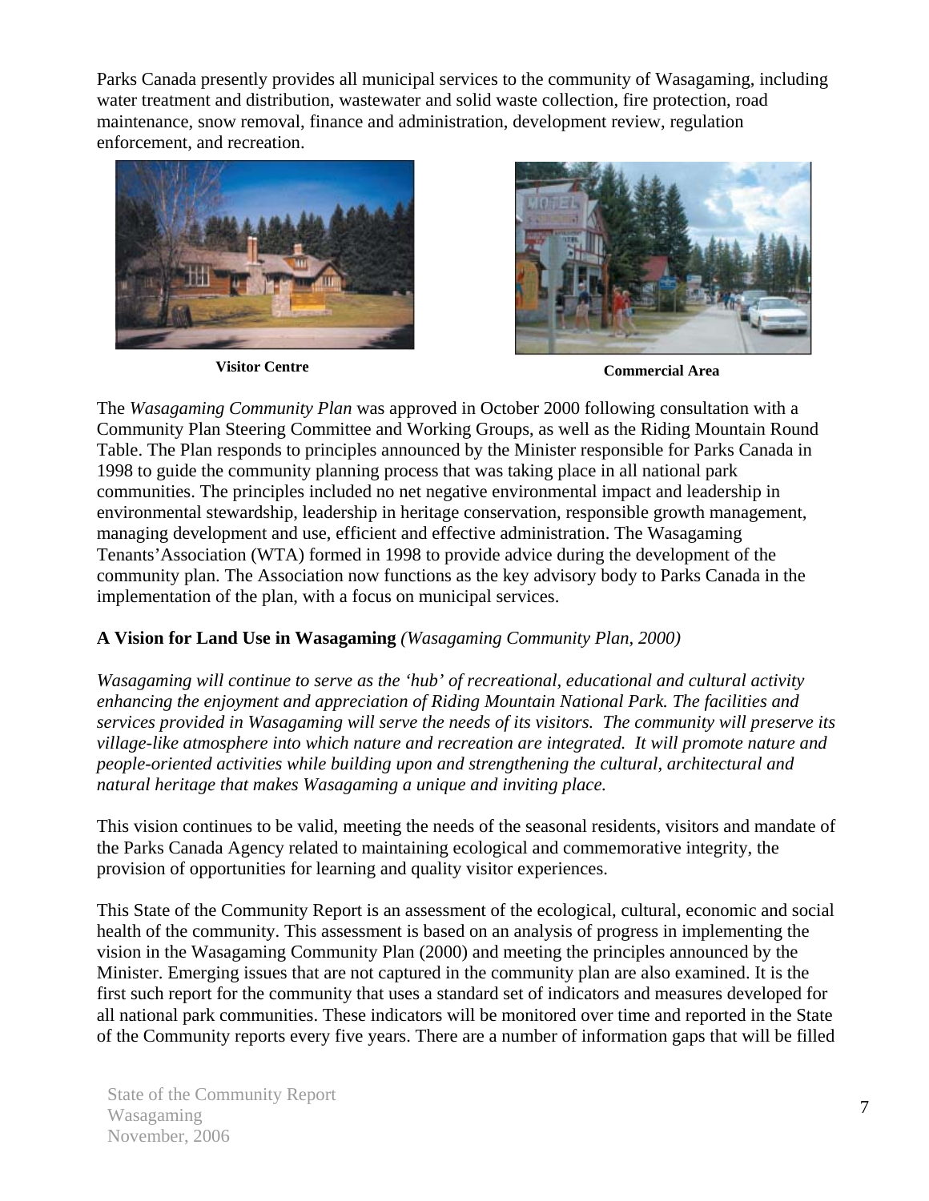Parks Canada presently provides all municipal services to the community of Wasagaming, including water treatment and distribution, wastewater and solid waste collection, fire protection, road maintenance, snow removal, finance and administration, development review, regulation enforcement, and recreation.

**Visitor Centre**

**Commercial Area**

The *Wasagaming Community Plan* was approved in October 2000 following consultation with a Community Plan Steering Committee and Working Groups, as well as the Riding Mountain Round Table. The Plan responds to principles announced by the Minister responsible for Parks Canada in 1998 to guide the community planning process that was taking place in all national park communities. The principles included no net negative environmental impact and leadership in environmental stewardship, leadership in heritage conservation, responsible growth management, managing development and use, efficient and effective administration. The Wasagaming Tenants'Association (WTA) formed in 1998 to provide advice during the development of the community plan. The Association now functions as the key advisory body to Parks Canada in the implementation of the plan, with a focus on municipal services.

**A Vision for Land Use in Wasagaming** *(Wasagaming Community Plan, 2000)*

*Wasagaming will continue to serve as the 'hub' of recreational, educational and cultural activity enhancing the enjoyment and appreciation of Riding Mountain National Park. The facilities and services provided in Wasagaming will serve the needs of its visitors. The community will preserve its village-like atmosphere into which nature and recreation are integrated. It will promote nature and people-oriented activities while building upon and strengthening the cultural, architectural and natural heritage that makes Wasagaming a unique and inviting place.*

This vision continues to be valid, meeting the needs of the seasonal residents, visitors and mandate of the Parks Canada Agency related to maintaining ecological and commemorative integrity, the provision of opportunities for learning and quality visitor experiences.

This State of the Community Report is an assessment of the ecological, cultural, economic and social health of the community. This assessment is based on an analysis of progress in implementing the vision in the Wasagaming Community Plan (2000) and meeting the principles announced by the Minister. Emerging issues that are not captured in the community plan are also examined. It is the first such report for the community that uses a standard set of indicators and measures developed for all national park communities. These indicators will be monitored over time and reported in the State of the Community reports every five years. There are a number of information gaps that will be filled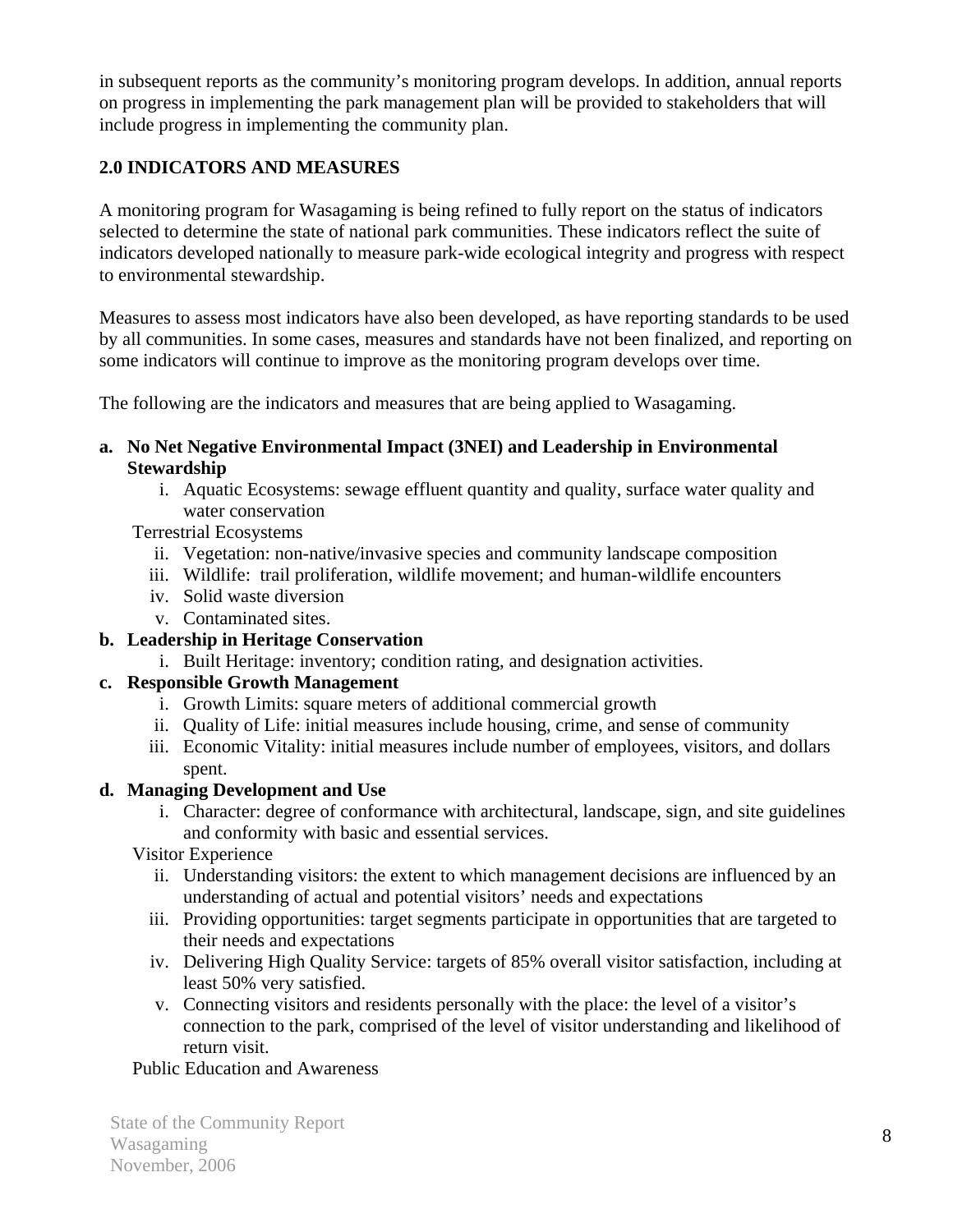in subsequent reports as the community's monitoring program develops. In addition, annual reports on progress in implementing the park management plan will be provided to stakeholders that will include progress in implementing the community plan.

## 2.0 INDICATORS AND MEASURES

A monitoring program for Wasagaming is being refined to fully report on the status of indicators selected to determine the state of national park communities. These indicators reflect the suite of indicators developed nationally to measure park-wide ecological integrity and progress with respect to environmental stewardship.

Measures to assess most indicators have also been developed, as have reporting standards to be used by all communities. In some cases, measures and standards have not been finalized, and reporting on some indicators will continue to improve as the monitoring program develops over time.

The following are the indicators and measures that are being applied to Wasagaming.

**a. No Net Negative Environmental Impact (3NEI) and Leadership in Environmental Stewardship**

   i. Aquatic Ecosystems: sewage effluent quantity and quality, surface water quality and water conservation

   Terrestrial Ecosystems

   ii. Vegetation: non-native/invasive species and community landscape composition
   iii. Wildlife: trail proliferation, wildlife movement; and human-wildlife encounters
   iv. Solid waste diversion
   v. Contaminated sites.

**b. Leadership in Heritage Conservation**

   i. Built Heritage: inventory; condition rating, and designation activities.

**c. Responsible Growth Management**

   i. Growth Limits: square meters of additional commercial growth
   ii. Quality of Life: initial measures include housing, crime, and sense of community
   iii. Economic Vitality: initial measures include number of employees, visitors, and dollars spent.

**d. Managing Development and Use**

   i. Character: degree of conformance with architectural, landscape, sign, and site guidelines and conformity with basic and essential services.

   Visitor Experience

   ii. Understanding visitors: the extent to which management decisions are influenced by an understanding of actual and potential visitors' needs and expectations
   iii. Providing opportunities: target segments participate in opportunities that are targeted to their needs and expectations
   iv. Delivering High Quality Service: targets of 85% overall visitor satisfaction, including at least 50% very satisfied.
   v. Connecting visitors and residents personally with the place: the level of a visitor's connection to the park, comprised of the level of visitor understanding and likelihood of return visit.

   Public Education and Awareness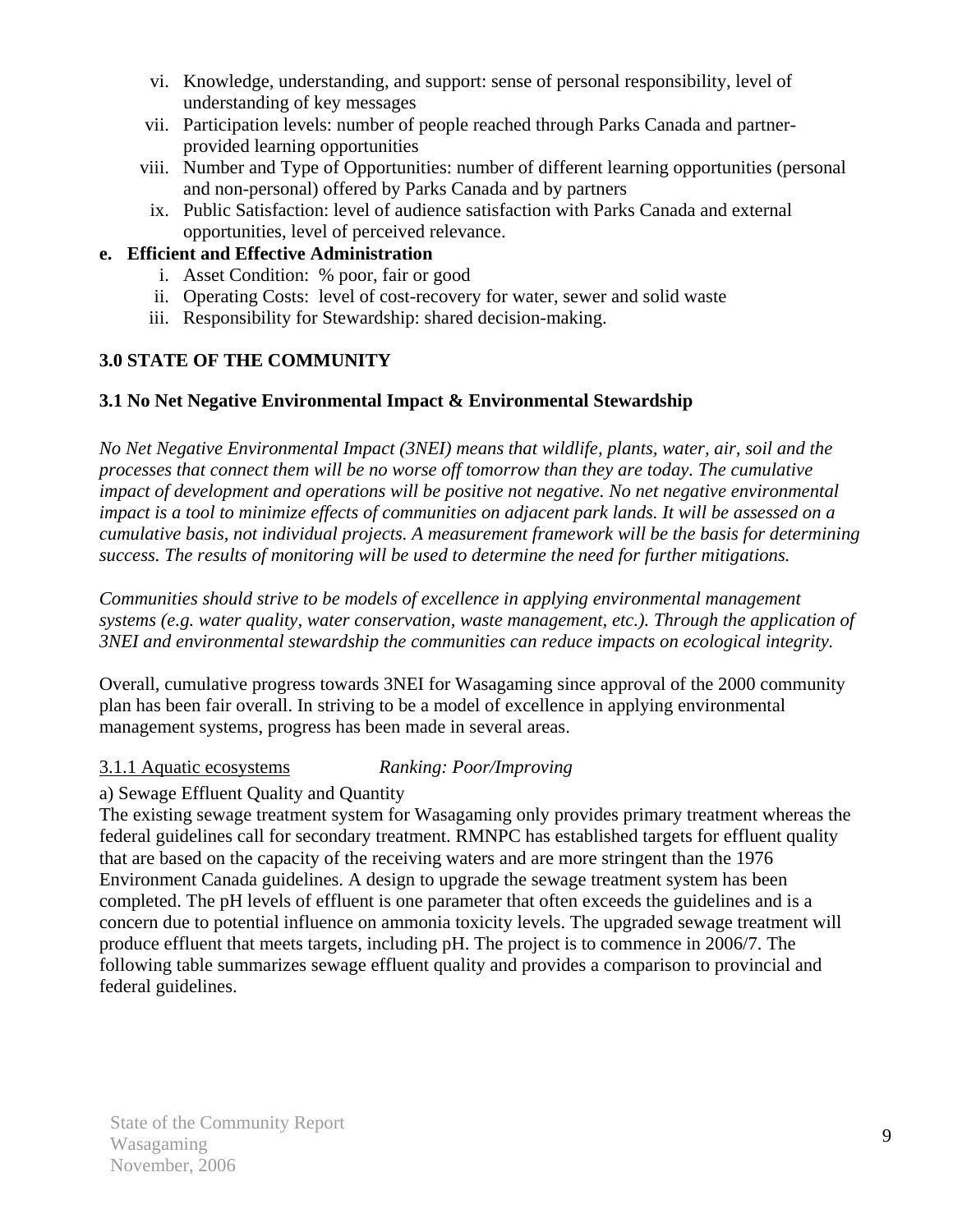vi. Knowledge, understanding, and support: sense of personal responsibility, level of understanding of key messages
vii. Participation levels: number of people reached through Parks Canada and partner-provided learning opportunities
viii. Number and Type of Opportunities: number of different learning opportunities (personal and non-personal) offered by Parks Canada and by partners
ix. Public Satisfaction: level of audience satisfaction with Parks Canada and external opportunities, level of perceived relevance.

**e. Efficient and Effective Administration**

i. Asset Condition: % poor, fair or good
ii. Operating Costs: level of cost-recovery for water, sewer and solid waste
iii. Responsibility for Stewardship: shared decision-making.

## 3.0 STATE OF THE COMMUNITY

### 3.1 No Net Negative Environmental Impact & Environmental Stewardship

*No Net Negative Environmental Impact (3NEI) means that wildlife, plants, water, air, soil and the processes that connect them will be no worse off tomorrow than they are today. The cumulative impact of development and operations will be positive not negative. No net negative environmental impact is a tool to minimize effects of communities on adjacent park lands. It will be assessed on a cumulative basis, not individual projects. A measurement framework will be the basis for determining success. The results of monitoring will be used to determine the need for further mitigations.*

*Communities should strive to be models of excellence in applying environmental management systems (e.g. water quality, water conservation, waste management, etc.). Through the application of 3NEI and environmental stewardship the communities can reduce impacts on ecological integrity.*

Overall, cumulative progress towards 3NEI for Wasagaming since approval of the 2000 community plan has been fair overall. In striving to be a model of excellence in applying environmental management systems, progress has been made in several areas.

3.1.1 Aquatic ecosystems *Ranking: Poor/Improving*

a) Sewage Effluent Quality and Quantity

The existing sewage treatment system for Wasagaming only provides primary treatment whereas the federal guidelines call for secondary treatment. RMNPC has established targets for effluent quality that are based on the capacity of the receiving waters and are more stringent than the 1976 Environment Canada guidelines. A design to upgrade the sewage treatment system has been completed. The pH levels of effluent is one parameter that often exceeds the guidelines and is a concern due to potential influence on ammonia toxicity levels. The upgraded sewage treatment will produce effluent that meets targets, including pH. The project is to commence in 2006/7. The following table summarizes sewage effluent quality and provides a comparison to provincial and federal guidelines.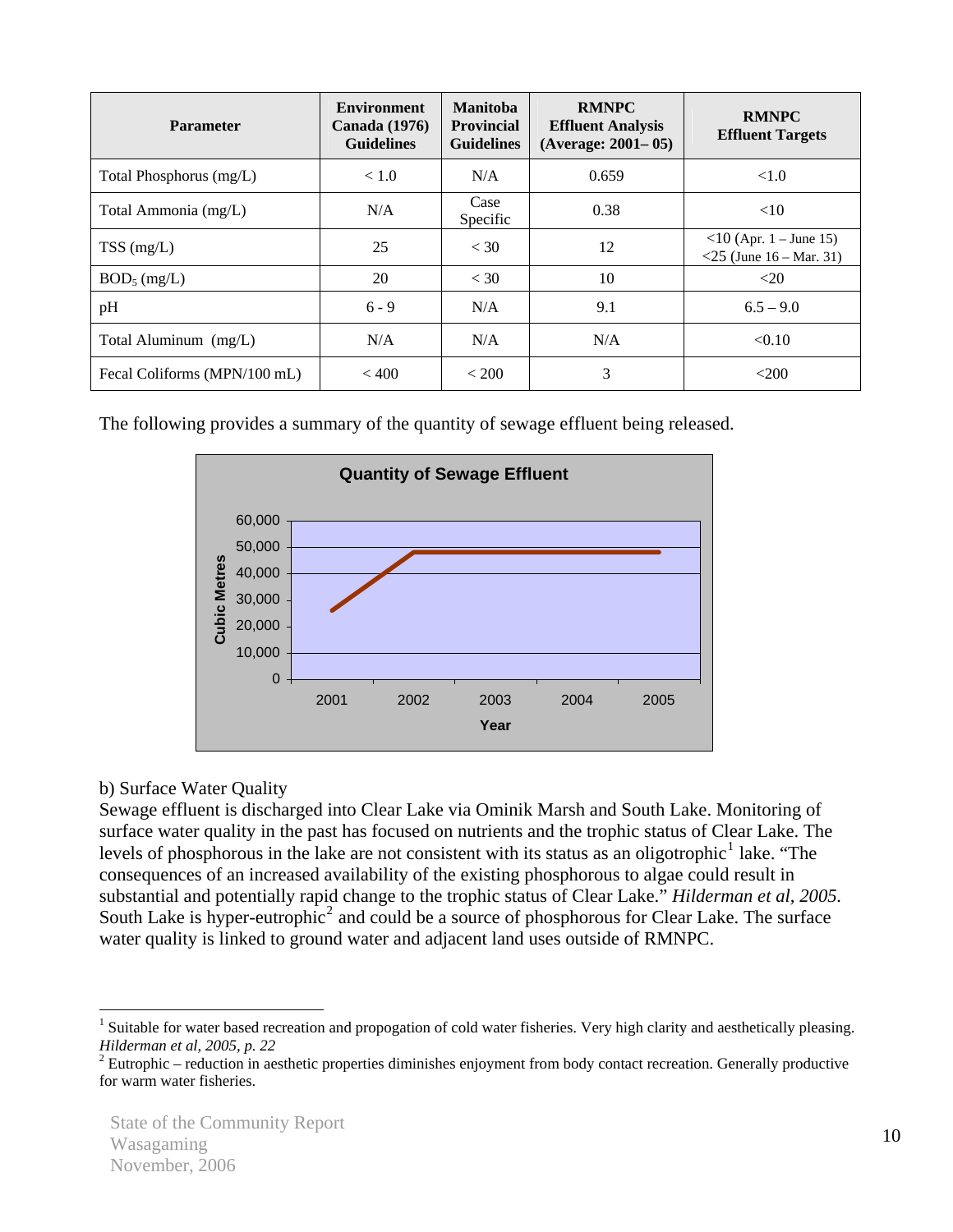| Parameter | Environment Canada (1976) Guidelines | Manitoba Provincial Guidelines | RMNPC Effluent Analysis (Average: 2001– 05) | RMNPC Effluent Targets |
|---|---|---|---|---|
| Total Phosphorus (mg/L) | < 1.0 | N/A | 0.659 | <1.0 |
| Total Ammonia (mg/L) | N/A | Case Specific | 0.38 | <10 |
| TSS (mg/L) | 25 | < 30 | 12 | <10 (Apr. 1 – June 15) <25 (June 16 – Mar. 31) |
| $BOD_5$ (mg/L) | 20 | < 30 | 10 | <20 |
| pH | 6 - 9 | N/A | 9.1 | 6.5 – 9.0 |
| Total Aluminum (mg/L) | N/A | N/A | N/A | <0.10 |
| Fecal Coliforms (MPN/100 mL) | < 400 | < 200 | 3 | <200 |

The following provides a summary of the quantity of sewage effluent being released.

Quantity of Sewage Effluent

Cubic Metres

60,000
50,000
40,000
30,000
20,000
10,000
0

2001 2002 2003 2004 2005

Year

b) Surface Water Quality

Sewage effluent is discharged into Clear Lake via Ominik Marsh and South Lake. Monitoring of surface water quality in the past has focused on nutrients and the trophic status of Clear Lake. The levels of phosphorous in the lake are not consistent with its status as an oligotrophic[1] lake. "The consequences of an increased availability of the existing phosphorous to algae could result in substantial and potentially rapid change to the trophic status of Clear Lake." *Hilderman et al, 2005.* South Lake is hyper-eutrophic[2] and could be a source of phosphorous for Clear Lake. The surface water quality is linked to ground water and adjacent land uses outside of RMNPC.

[1] Suitable for water based recreation and propogation of cold water fisheries. Very high clarity and aesthetically pleasing. *Hilderman et al, 2005, p. 22*

[2] Eutrophic – reduction in aesthetic properties diminishes enjoyment from body contact recreation. Generally productive for warm water fisheries.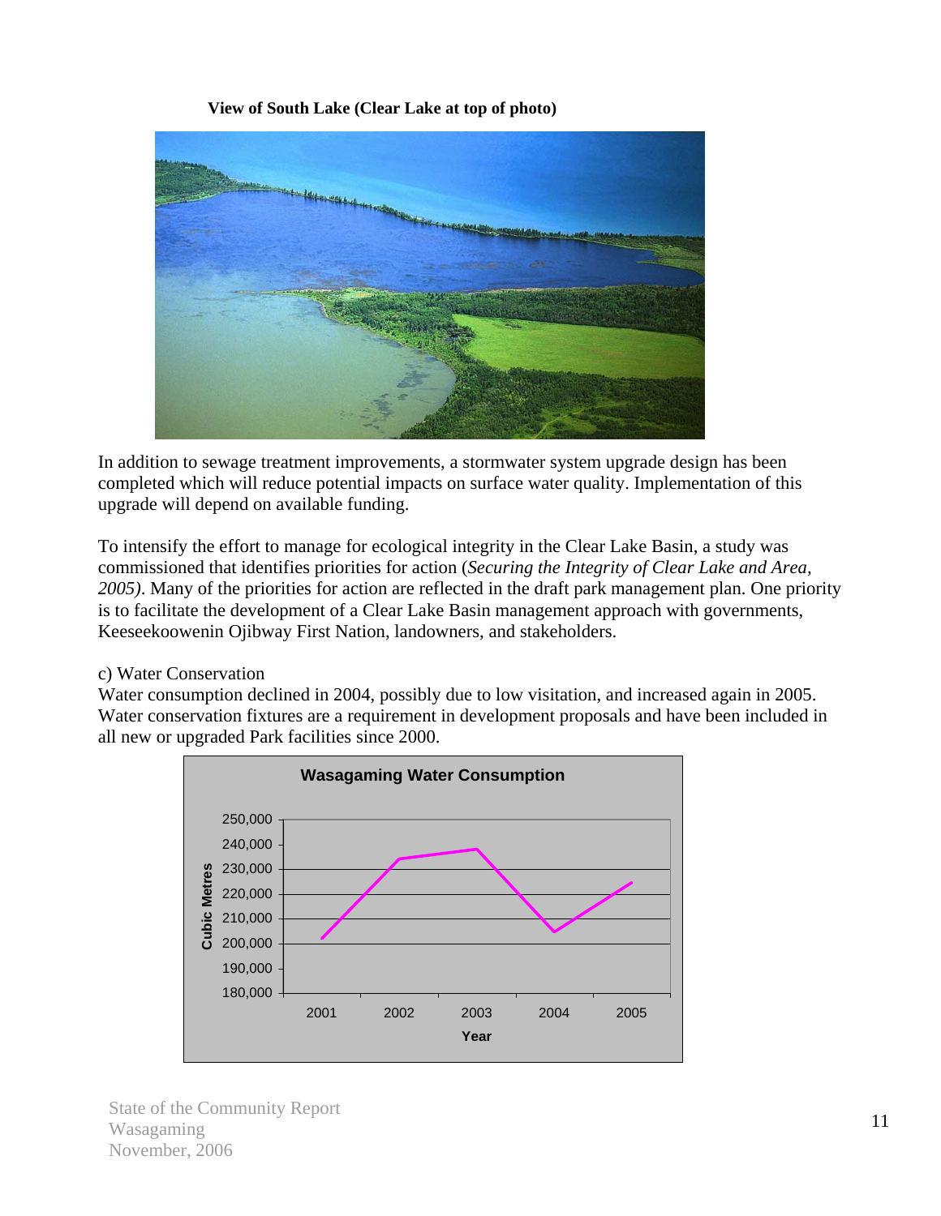**View of South Lake (Clear Lake at top of photo)**

In addition to sewage treatment improvements, a stormwater system upgrade design has been completed which will reduce potential impacts on surface water quality. Implementation of this upgrade will depend on available funding.

To intensify the effort to manage for ecological integrity in the Clear Lake Basin, a study was commissioned that identifies priorities for action (*Securing the Integrity of Clear Lake and Area, 2005)*. Many of the priorities for action are reflected in the draft park management plan. One priority is to facilitate the development of a Clear Lake Basin management approach with governments, Keeseekoowenin Ojibway First Nation, landowners, and stakeholders.

c) Water Conservation

Water consumption declined in 2004, possibly due to low visitation, and increased again in 2005. Water conservation fixtures are a requirement in development proposals and have been included in all new or upgraded Park facilities since 2000.

**Wasagaming Water Consumption**

Cubic Metres

250,000
240,000
230,000
220,000
210,000
200,000
190,000
180,000

2001 2002 2003 2004 2005

Year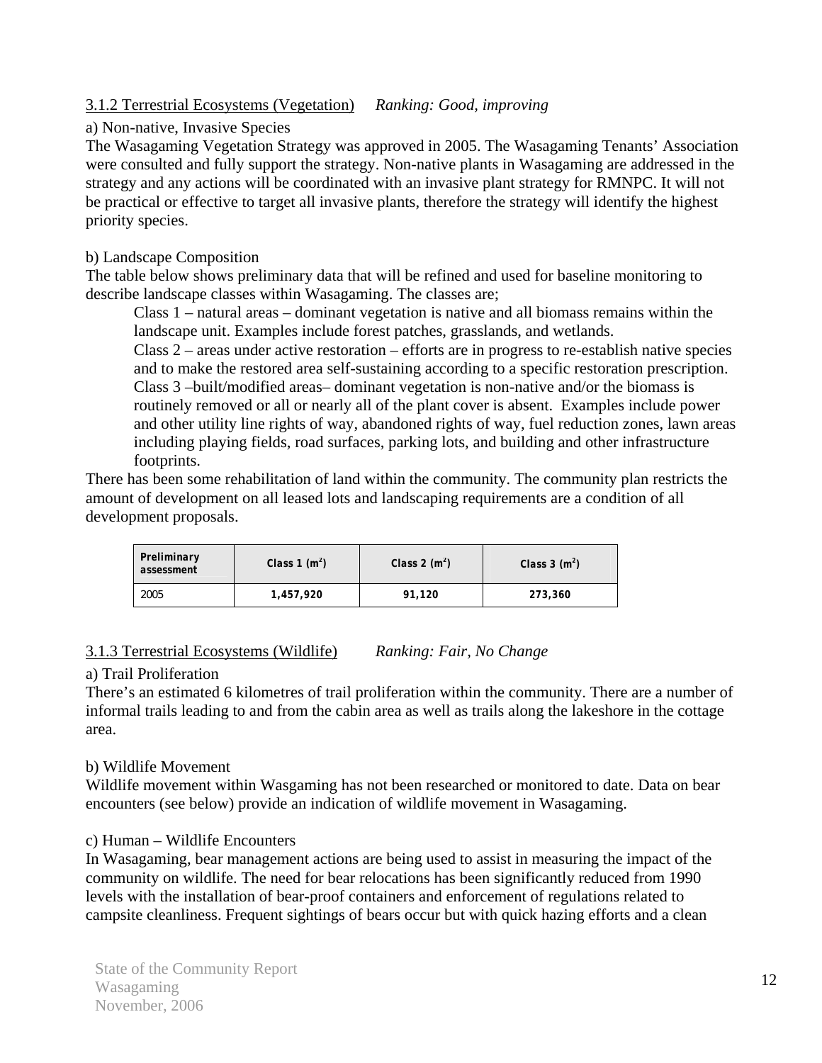### 3.1.2 Terrestrial Ecosystems (Vegetation) *Ranking: Good, improving*

a) Non-native, Invasive Species

The Wasagaming Vegetation Strategy was approved in 2005. The Wasagaming Tenants' Association were consulted and fully support the strategy. Non-native plants in Wasagaming are addressed in the strategy and any actions will be coordinated with an invasive plant strategy for RMNPC. It will not be practical or effective to target all invasive plants, therefore the strategy will identify the highest priority species.

b) Landscape Composition

The table below shows preliminary data that will be refined and used for baseline monitoring to describe landscape classes within Wasagaming. The classes are;

> Class 1 – natural areas – dominant vegetation is native and all biomass remains within the landscape unit. Examples include forest patches, grasslands, and wetlands.
>
> Class 2 – areas under active restoration – efforts are in progress to re-establish native species and to make the restored area self-sustaining according to a specific restoration prescription.
>
> Class 3 –built/modified areas– dominant vegetation is non-native and/or the biomass is routinely removed or all or nearly all of the plant cover is absent. Examples include power and other utility line rights of way, abandoned rights of way, fuel reduction zones, lawn areas including playing fields, road surfaces, parking lots, and building and other infrastructure footprints.

There has been some rehabilitation of land within the community. The community plan restricts the amount of development on all leased lots and landscaping requirements are a condition of all development proposals.

| Preliminary assessment | Class 1 ($m^2$) | Class 2 ($m^2$) | Class 3 ($m^2$) |
|---|---|---|---|
| 2005 | **1,457,920** | **91,120** | **273,360** |

### 3.1.3 Terrestrial Ecosystems (Wildlife) *Ranking: Fair, No Change*

a) Trail Proliferation

There's an estimated 6 kilometres of trail proliferation within the community. There are a number of informal trails leading to and from the cabin area as well as trails along the lakeshore in the cottage area.

b) Wildlife Movement

Wildlife movement within Wasgaming has not been researched or monitored to date. Data on bear encounters (see below) provide an indication of wildlife movement in Wasagaming.

c) Human – Wildlife Encounters

In Wasagaming, bear management actions are being used to assist in measuring the impact of the community on wildlife. The need for bear relocations has been significantly reduced from 1990 levels with the installation of bear-proof containers and enforcement of regulations related to campsite cleanliness. Frequent sightings of bears occur but with quick hazing efforts and a clean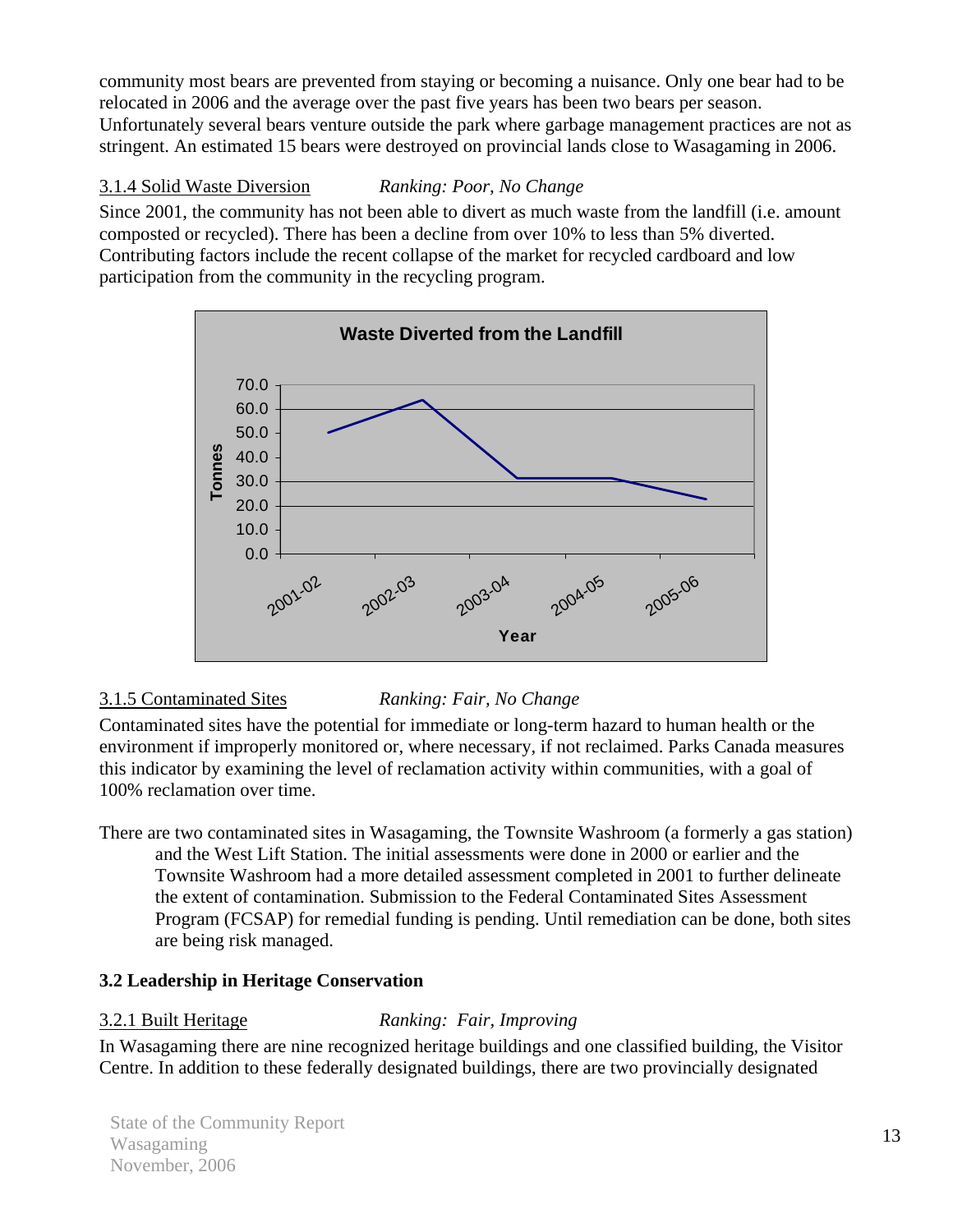community most bears are prevented from staying or becoming a nuisance. Only one bear had to be relocated in 2006 and the average over the past five years has been two bears per season. Unfortunately several bears venture outside the park where garbage management practices are not as stringent. An estimated 15 bears were destroyed on provincial lands close to Wasagaming in 2006.

3.1.4 Solid Waste Diversion *Ranking: Poor, No Change*

Since 2001, the community has not been able to divert as much waste from the landfill (i.e. amount composted or recycled). There has been a decline from over 10% to less than 5% diverted. Contributing factors include the recent collapse of the market for recycled cardboard and low participation from the community in the recycling program.

**Waste Diverted from the Landfill**

Tonnes

70.0
60.0
50.0
40.0
30.0
20.0
10.0
0.0

2001-02
2002-03
2003-04
2004-05
2005-06

Year

3.1.5 Contaminated Sites *Ranking: Fair, No Change*

Contaminated sites have the potential for immediate or long-term hazard to human health or the environment if improperly monitored or, where necessary, if not reclaimed. Parks Canada measures this indicator by examining the level of reclamation activity within communities, with a goal of 100% reclamation over time.

There are two contaminated sites in Wasagaming, the Townsite Washroom (a formerly a gas station) and the West Lift Station. The initial assessments were done in 2000 or earlier and the Townsite Washroom had a more detailed assessment completed in 2001 to further delineate the extent of contamination. Submission to the Federal Contaminated Sites Assessment Program (FCSAP) for remedial funding is pending. Until remediation can be done, both sites are being risk managed.

### 3.2 Leadership in Heritage Conservation

3.2.1 Built Heritage *Ranking: Fair, Improving*

In Wasagaming there are nine recognized heritage buildings and one classified building, the Visitor Centre. In addition to these federally designated buildings, there are two provincially designated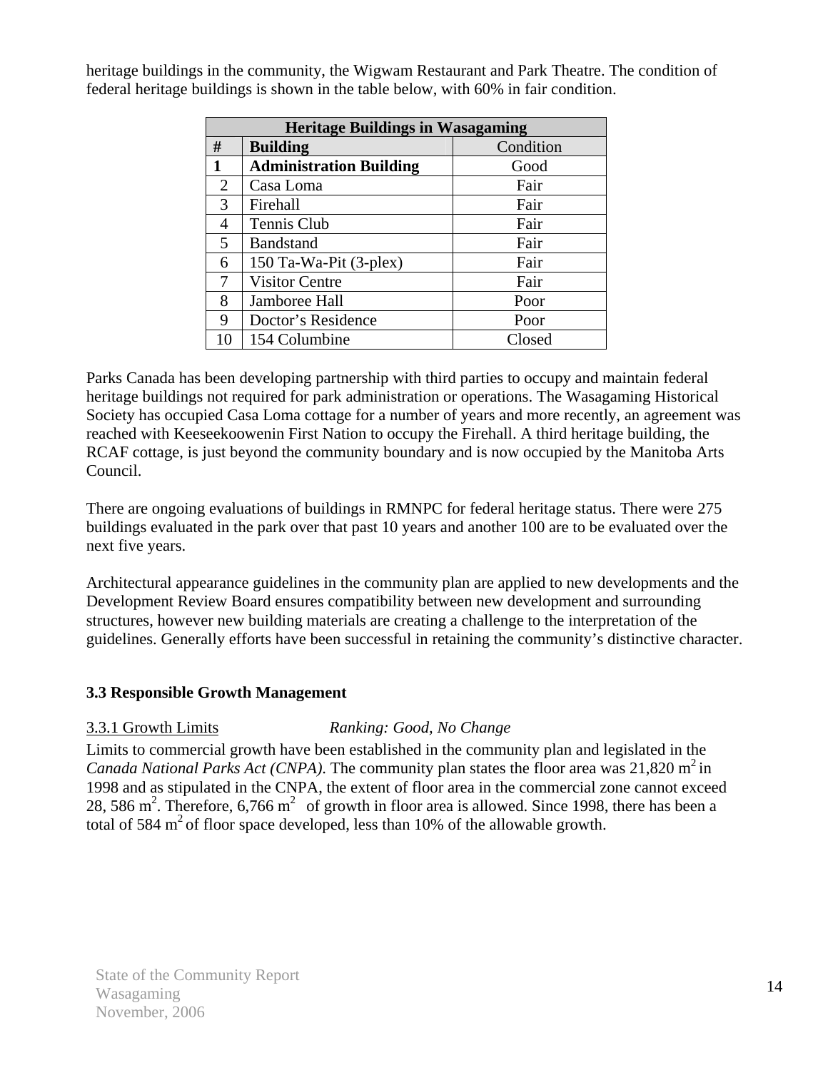heritage buildings in the community, the Wigwam Restaurant and Park Theatre. The condition of federal heritage buildings is shown in the table below, with 60% in fair condition.

| Heritage Buildings in Wasagaming | | |
|---|---|---|
| **#** | **Building** | Condition |
| **1** | **Administration Building** | Good |
| 2 | Casa Loma | Fair |
| 3 | Firehall | Fair |
| 4 | Tennis Club | Fair |
| 5 | Bandstand | Fair |
| 6 | 150 Ta-Wa-Pit (3-plex) | Fair |
| 7 | Visitor Centre | Fair |
| 8 | Jamboree Hall | Poor |
| 9 | Doctor's Residence | Poor |
| 10 | 154 Columbine | Closed |

Parks Canada has been developing partnership with third parties to occupy and maintain federal heritage buildings not required for park administration or operations. The Wasagaming Historical Society has occupied Casa Loma cottage for a number of years and more recently, an agreement was reached with Keeseekoowenin First Nation to occupy the Firehall. A third heritage building, the RCAF cottage, is just beyond the community boundary and is now occupied by the Manitoba Arts Council.

There are ongoing evaluations of buildings in RMNPC for federal heritage status. There were 275 buildings evaluated in the park over that past 10 years and another 100 are to be evaluated over the next five years.

Architectural appearance guidelines in the community plan are applied to new developments and the Development Review Board ensures compatibility between new development and surrounding structures, however new building materials are creating a challenge to the interpretation of the guidelines. Generally efforts have been successful in retaining the community's distinctive character.

### 3.3 Responsible Growth Management

3.3.1 Growth Limits *Ranking: Good, No Change*

Limits to commercial growth have been established in the community plan and legislated in the *Canada National Parks Act (CNPA).* The community plan states the floor area was 21,820 $m^2$ in 1998 and as stipulated in the CNPA, the extent of floor area in the commercial zone cannot exceed 28, 586 $m^2$. Therefore, 6,766 $m^2$ of growth in floor area is allowed. Since 1998, there has been a total of 584 $m^2$ of floor space developed, less than 10% of the allowable growth.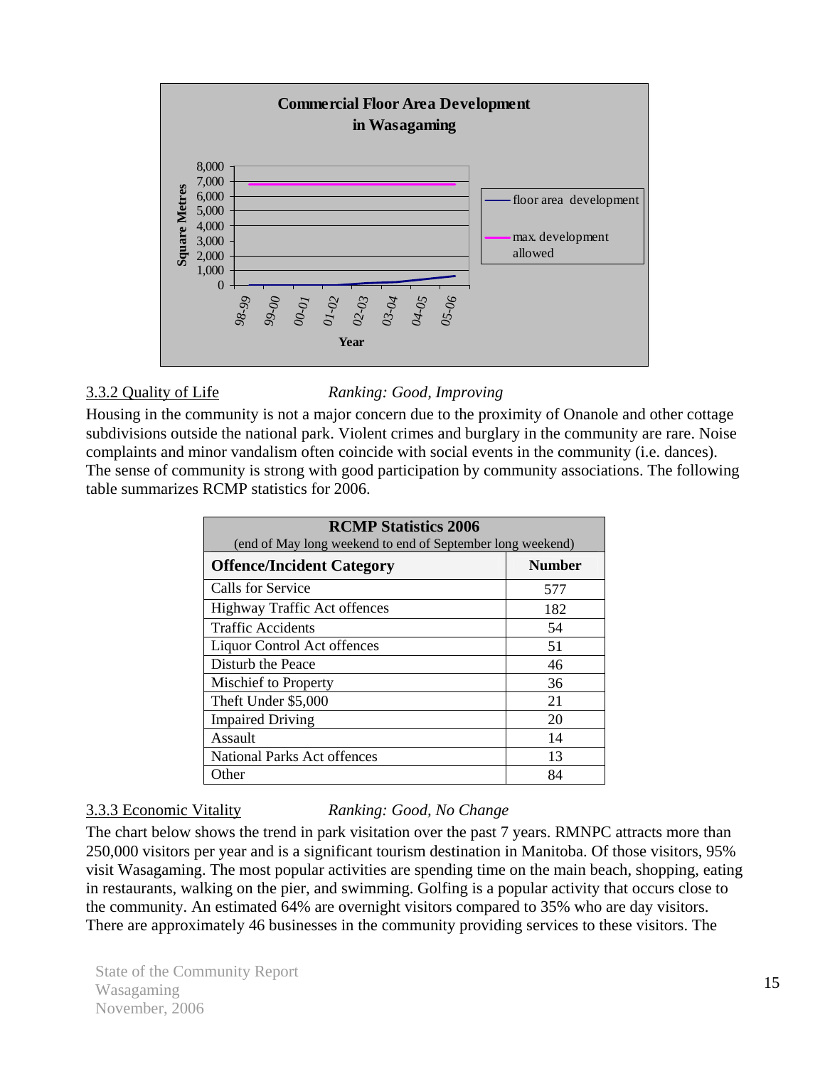Commercial Floor Area Development in Wasagaming

Square Metres

8,000
7,000
6,000
5,000
4,000
3,000
2,000
1,000
0

98-99
99-00
00-01
01-02
02-03
03-04
04-05
05-06

Year

floor area development

max. development allowed

3.3.2 Quality of Life *Ranking: Good, Improving*

Housing in the community is not a major concern due to the proximity of Onanole and other cottage subdivisions outside the national park. Violent crimes and burglary in the community are rare. Noise complaints and minor vandalism often coincide with social events in the community (i.e. dances). The sense of community is strong with good participation by community associations. The following table summarizes RCMP statistics for 2006.

| **RCMP Statistics 2006** (end of May long weekend to end of September long weekend) | |
|---|---|
| **Offence/Incident Category** | **Number** |
| Calls for Service | 577 |
| Highway Traffic Act offences | 182 |
| Traffic Accidents | 54 |
| Liquor Control Act offences | 51 |
| Disturb the Peace | 46 |
| Mischief to Property | 36 |
| Theft Under $5,000 | 21 |
| Impaired Driving | 20 |
| Assault | 14 |
| National Parks Act offences | 13 |
| Other | 84 |

3.3.3 Economic Vitality *Ranking: Good, No Change*

The chart below shows the trend in park visitation over the past 7 years. RMNPC attracts more than 250,000 visitors per year and is a significant tourism destination in Manitoba. Of those visitors, 95% visit Wasagaming. The most popular activities are spending time on the main beach, shopping, eating in restaurants, walking on the pier, and swimming. Golfing is a popular activity that occurs close to the community. An estimated 64% are overnight visitors compared to 35% who are day visitors. There are approximately 46 businesses in the community providing services to these visitors. The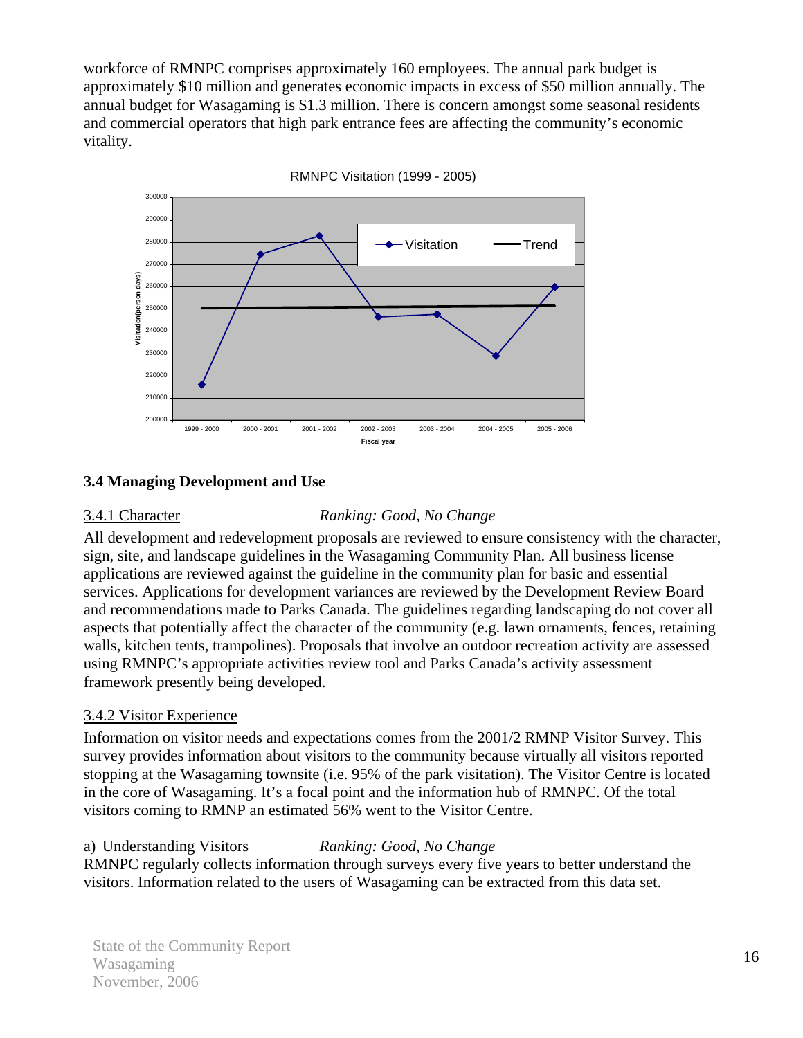workforce of RMNPC comprises approximately 160 employees. The annual park budget is approximately $10 million and generates economic impacts in excess of $50 million annually. The annual budget for Wasagaming is $1.3 million. There is concern amongst some seasonal residents and commercial operators that high park entrance fees are affecting the community's economic vitality.

RMNPC Visitation (1999 - 2005)

### 3.4 Managing Development and Use

<u>3.4.1 Character</u> *Ranking: Good, No Change*

All development and redevelopment proposals are reviewed to ensure consistency with the character, sign, site, and landscape guidelines in the Wasagaming Community Plan. All business license applications are reviewed against the guideline in the community plan for basic and essential services. Applications for development variances are reviewed by the Development Review Board and recommendations made to Parks Canada. The guidelines regarding landscaping do not cover all aspects that potentially affect the character of the community (e.g. lawn ornaments, fences, retaining walls, kitchen tents, trampolines). Proposals that involve an outdoor recreation activity are assessed using RMNPC's appropriate activities review tool and Parks Canada's activity assessment framework presently being developed.

<u>3.4.2 Visitor Experience</u>

Information on visitor needs and expectations comes from the 2001/2 RMNP Visitor Survey. This survey provides information about visitors to the community because virtually all visitors reported stopping at the Wasagaming townsite (i.e. 95% of the park visitation). The Visitor Centre is located in the core of Wasagaming. It's a focal point and the information hub of RMNPC. Of the total visitors coming to RMNP an estimated 56% went to the Visitor Centre.

a) Understanding Visitors *Ranking: Good, No Change*

RMNPC regularly collects information through surveys every five years to better understand the visitors. Information related to the users of Wasagaming can be extracted from this data set.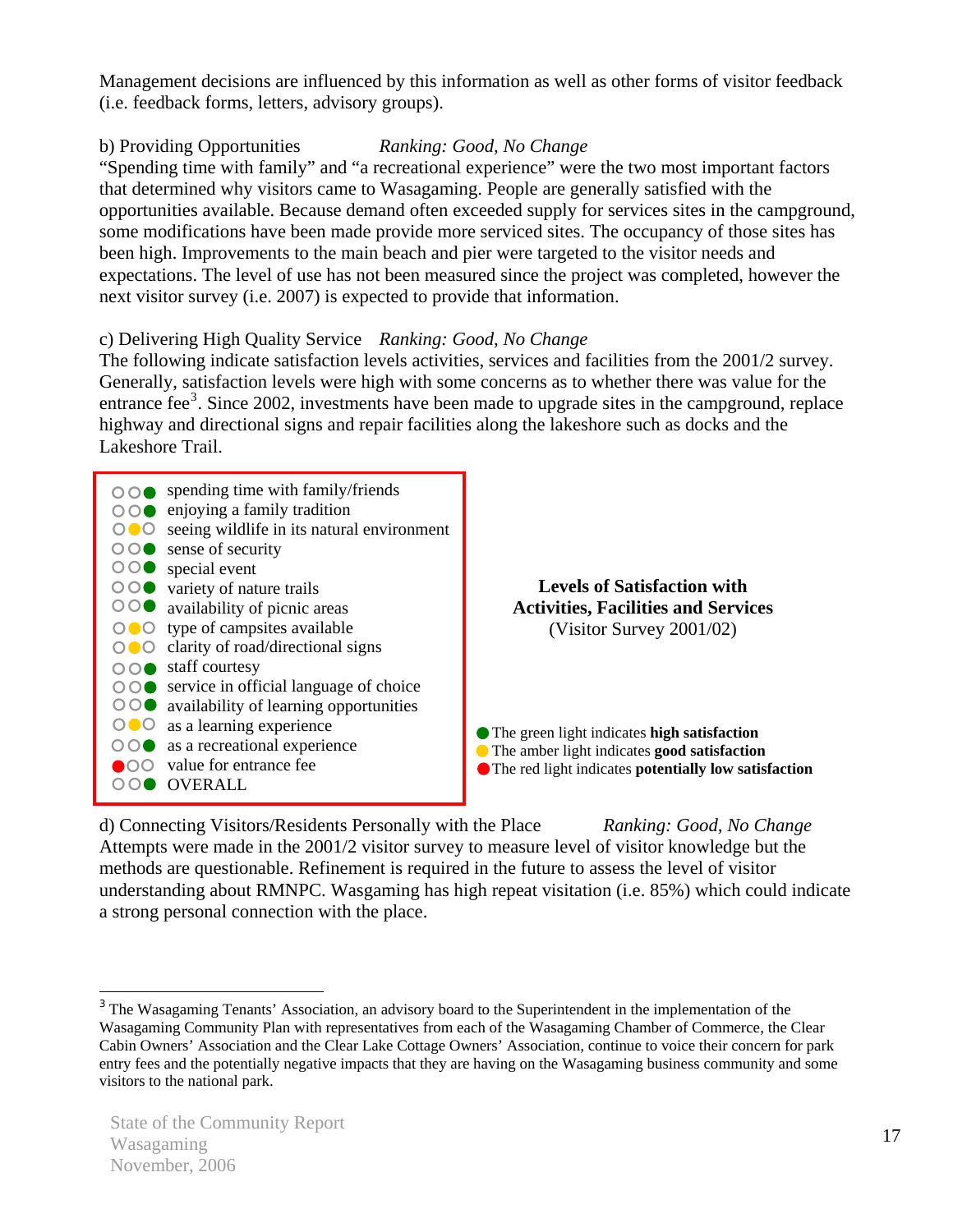Management decisions are influenced by this information as well as other forms of visitor feedback (i.e. feedback forms, letters, advisory groups).

b) Providing Opportunities *Ranking: Good, No Change*

"Spending time with family" and "a recreational experience" were the two most important factors that determined why visitors came to Wasagaming. People are generally satisfied with the opportunities available. Because demand often exceeded supply for services sites in the campground, some modifications have been made provide more serviced sites. The occupancy of those sites has been high. Improvements to the main beach and pier were targeted to the visitor needs and expectations. The level of use has not been measured since the project was completed, however the next visitor survey (i.e. 2007) is expected to provide that information.

c) Delivering High Quality Service *Ranking: Good, No Change*

The following indicate satisfaction levels activities, services and facilities from the 2001/2 survey. Generally, satisfaction levels were high with some concerns as to whether there was value for the entrance fee[3]. Since 2002, investments have been made to upgrade sites in the campground, replace highway and directional signs and repair facilities along the lakeshore such as docks and the Lakeshore Trail.

**Levels of Satisfaction with Activities, Facilities and Services**
(Visitor Survey 2001/02)

| Satisfaction | Item |
|---|---|
| Green | spending time with family/friends |
| Green | enjoying a family tradition |
| Amber | seeing wildlife in its natural environment |
| Green | sense of security |
| Green | special event |
| Green | variety of nature trails |
| Green | availability of picnic areas |
| Amber | type of campsites available |
| Amber | clarity of road/directional signs |
| Green | staff courtesy |
| Green | service in official language of choice |
| Green | availability of learning opportunities |
| Amber | as a learning experience |
| Green | as a recreational experience |
| Red | value for entrance fee |
| Green | OVERALL |

The green light indicates **high satisfaction**
The amber light indicates **good satisfaction**
The red light indicates **potentially low satisfaction**

d) Connecting Visitors/Residents Personally with the Place *Ranking: Good, No Change*

Attempts were made in the 2001/2 visitor survey to measure level of visitor knowledge but the methods are questionable. Refinement is required in the future to assess the level of visitor understanding about RMNPC. Wasgaming has high repeat visitation (i.e. 85%) which could indicate a strong personal connection with the place.

[3] The Wasagaming Tenants' Association, an advisory board to the Superintendent in the implementation of the Wasagaming Community Plan with representatives from each of the Wasagaming Chamber of Commerce, the Clear Cabin Owners' Association and the Clear Lake Cottage Owners' Association, continue to voice their concern for park entry fees and the potentially negative impacts that they are having on the Wasagaming business community and some visitors to the national park.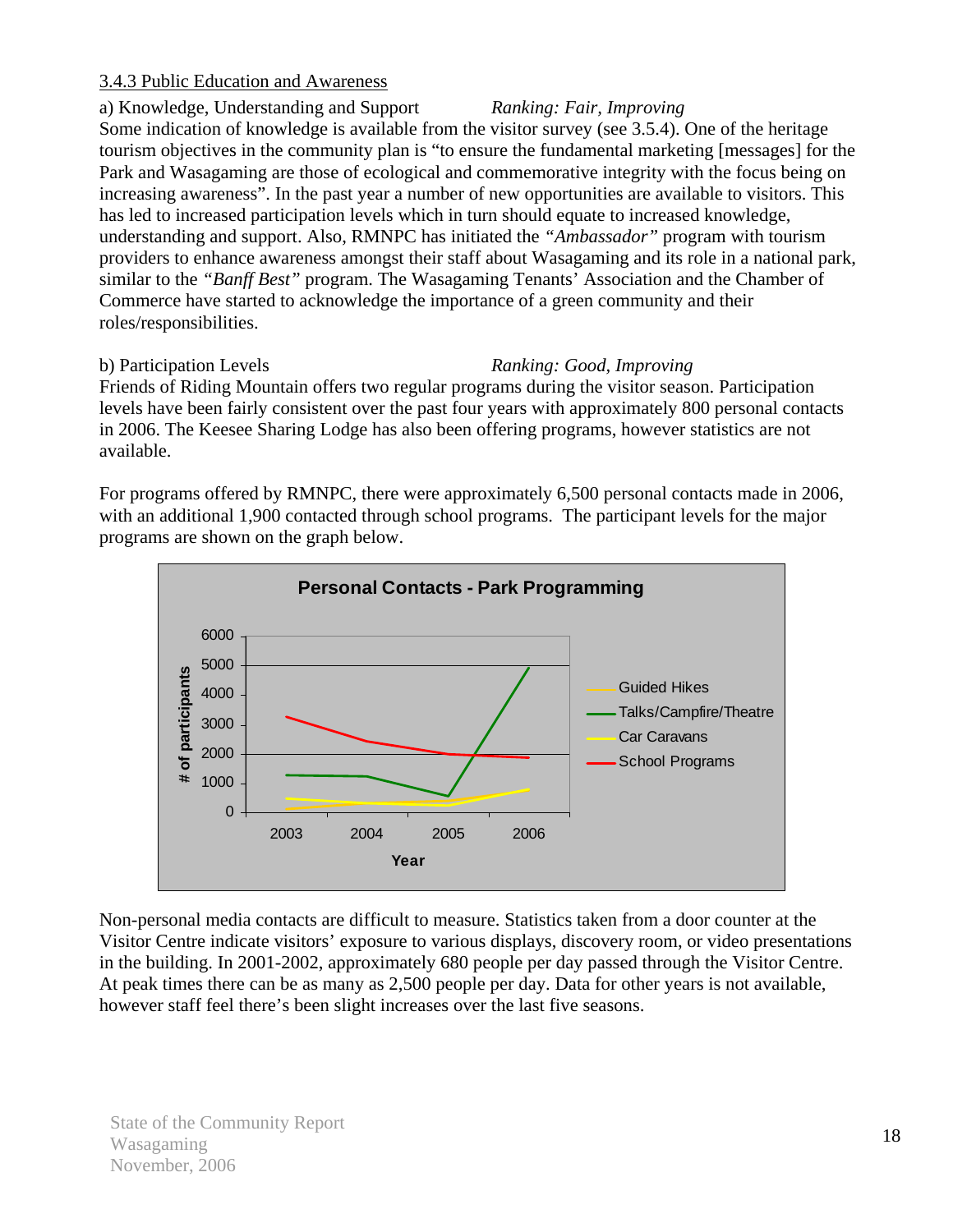3.4.3 Public Education and Awareness

a) Knowledge, Understanding and Support *Ranking: Fair, Improving*

Some indication of knowledge is available from the visitor survey (see 3.5.4). One of the heritage tourism objectives in the community plan is "to ensure the fundamental marketing [messages] for the Park and Wasagaming are those of ecological and commemorative integrity with the focus being on increasing awareness". In the past year a number of new opportunities are available to visitors. This has led to increased participation levels which in turn should equate to increased knowledge, understanding and support. Also, RMNPC has initiated the *"Ambassador"* program with tourism providers to enhance awareness amongst their staff about Wasagaming and its role in a national park, similar to the *"Banff Best"* program. The Wasagaming Tenants' Association and the Chamber of Commerce have started to acknowledge the importance of a green community and their roles/responsibilities.

b) Participation Levels *Ranking: Good, Improving*

Friends of Riding Mountain offers two regular programs during the visitor season. Participation levels have been fairly consistent over the past four years with approximately 800 personal contacts in 2006. The Keesee Sharing Lodge has also been offering programs, however statistics are not available.

For programs offered by RMNPC, there were approximately 6,500 personal contacts made in 2006, with an additional 1,900 contacted through school programs. The participant levels for the major programs are shown on the graph below.

**Personal Contacts - Park Programming**

# of participants
6000
5000
4000
3000
2000
1000
0

2003
2004
2005
2006

Year

Guided Hikes
Talks/Campfire/Theatre
Car Caravans
School Programs

Non-personal media contacts are difficult to measure. Statistics taken from a door counter at the Visitor Centre indicate visitors' exposure to various displays, discovery room, or video presentations in the building. In 2001-2002, approximately 680 people per day passed through the Visitor Centre. At peak times there can be as many as 2,500 people per day. Data for other years is not available, however staff feel there's been slight increases over the last five seasons.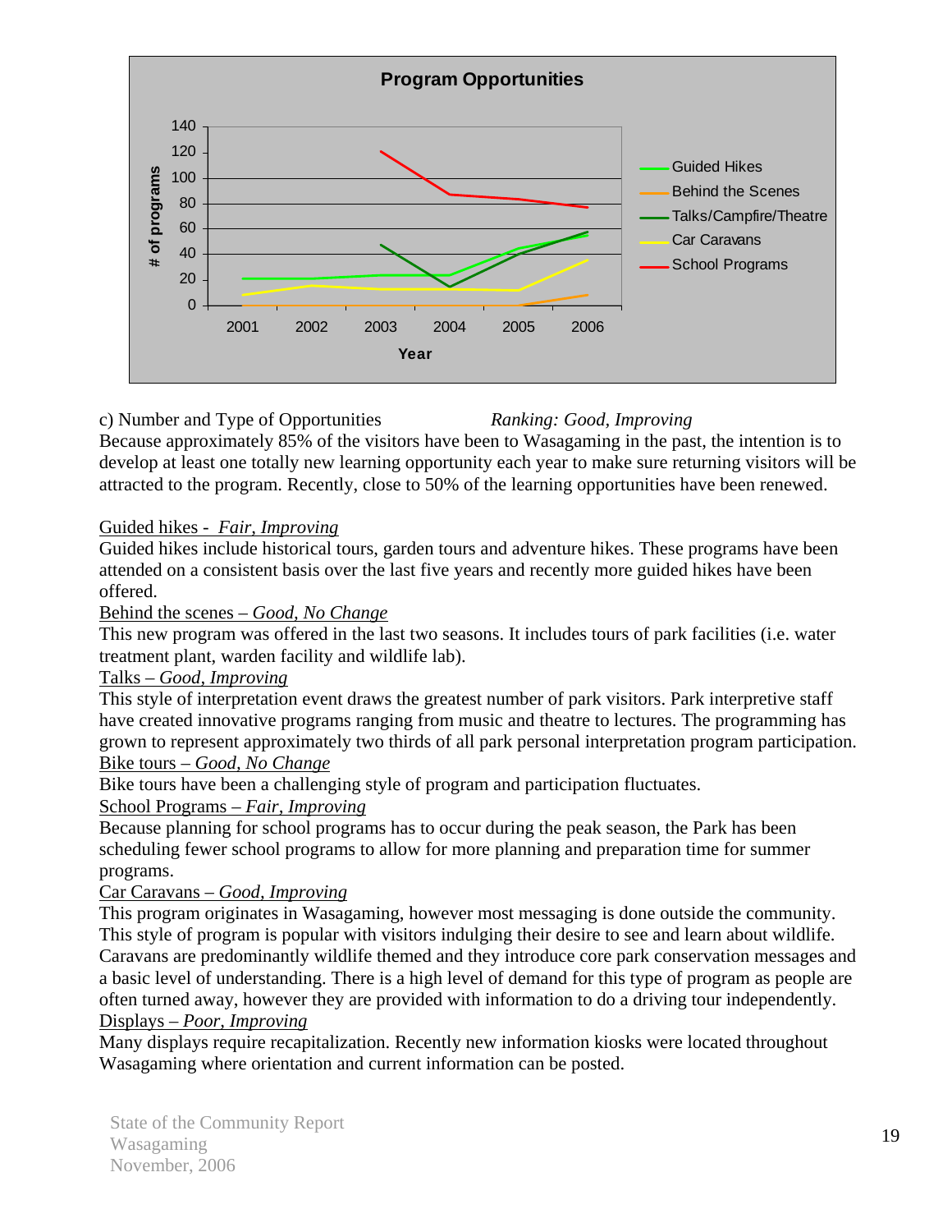Program Opportunities

# of programs

140
120
100
80
60
40
20
0

2001 2002 2003 2004 2005 2006

Year

Guided Hikes
Behind the Scenes
Talks/Campfire/Theatre
Car Caravans
School Programs

c) Number and Type of Opportunities *Ranking: Good, Improving*

Because approximately 85% of the visitors have been to Wasagaming in the past, the intention is to develop at least one totally new learning opportunity each year to make sure returning visitors will be attracted to the program. Recently, close to 50% of the learning opportunities have been renewed.

<u>Guided hikes - *Fair, Improving*</u>

Guided hikes include historical tours, garden tours and adventure hikes. These programs have been attended on a consistent basis over the last five years and recently more guided hikes have been offered.

<u>Behind the scenes – *Good, No Change*</u>

This new program was offered in the last two seasons. It includes tours of park facilities (i.e. water treatment plant, warden facility and wildlife lab).

<u>Talks – *Good, Improving*</u>

This style of interpretation event draws the greatest number of park visitors. Park interpretive staff have created innovative programs ranging from music and theatre to lectures. The programming has grown to represent approximately two thirds of all park personal interpretation program participation.

<u>Bike tours – *Good, No Change*</u>

Bike tours have been a challenging style of program and participation fluctuates.

<u>School Programs – *Fair, Improving*</u>

Because planning for school programs has to occur during the peak season, the Park has been scheduling fewer school programs to allow for more planning and preparation time for summer programs.

<u>Car Caravans – *Good, Improving*</u>

This program originates in Wasagaming, however most messaging is done outside the community. This style of program is popular with visitors indulging their desire to see and learn about wildlife. Caravans are predominantly wildlife themed and they introduce core park conservation messages and a basic level of understanding. There is a high level of demand for this type of program as people are often turned away, however they are provided with information to do a driving tour independently.

<u>Displays – *Poor, Improving*</u>

Many displays require recapitalization. Recently new information kiosks were located throughout Wasagaming where orientation and current information can be posted.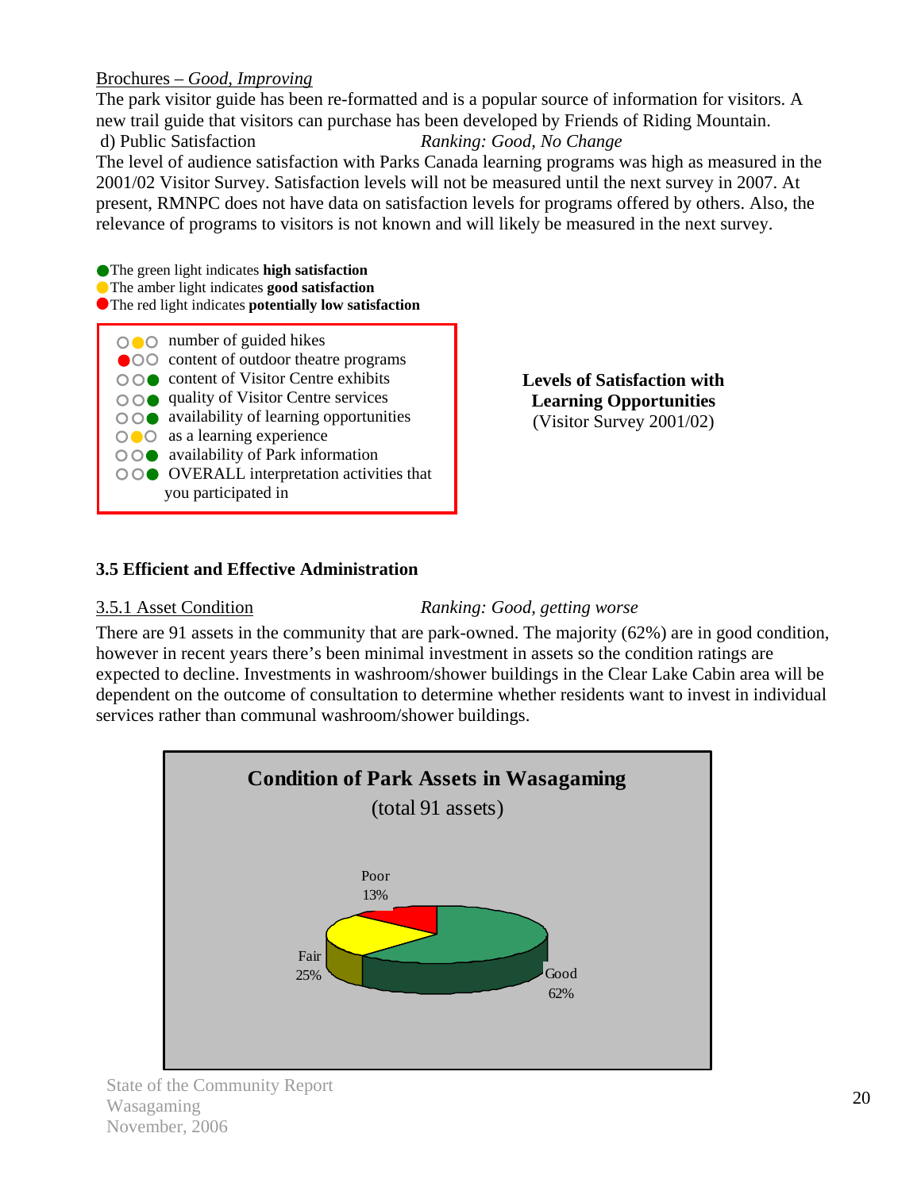Brochures – *Good, Improving*

The park visitor guide has been re-formatted and is a popular source of information for visitors. A new trail guide that visitors can purchase has been developed by Friends of Riding Mountain.

d) Public Satisfaction *Ranking: Good, No Change*

The level of audience satisfaction with Parks Canada learning programs was high as measured in the 2001/02 Visitor Survey. Satisfaction levels will not be measured until the next survey in 2007. At present, RMNPC does not have data on satisfaction levels for programs offered by others. Also, the relevance of programs to visitors is not known and will likely be measured in the next survey.

The green light indicates **high satisfaction**
The amber light indicates **good satisfaction**
The red light indicates **potentially low satisfaction**

- (amber) number of guided hikes
- (red) content of outdoor theatre programs
- (green) content of Visitor Centre exhibits
- (green) quality of Visitor Centre services
- (green) availability of learning opportunities
- (amber) as a learning experience
- (green) availability of Park information
- (green) OVERALL interpretation activities that you participated in

**Levels of Satisfaction with Learning Opportunities**
(Visitor Survey 2001/02)

### 3.5 Efficient and Effective Administration

3.5.1 Asset Condition *Ranking: Good, getting worse*

There are 91 assets in the community that are park-owned. The majority (62%) are in good condition, however in recent years there's been minimal investment in assets so the condition ratings are expected to decline. Investments in washroom/shower buildings in the Clear Lake Cabin area will be dependent on the outcome of consultation to determine whether residents want to invest in individual services rather than communal washroom/shower buildings.

**Condition of Park Assets in Wasagaming**
(total 91 assets)

Poor 13%
Fair 25%
Good 62%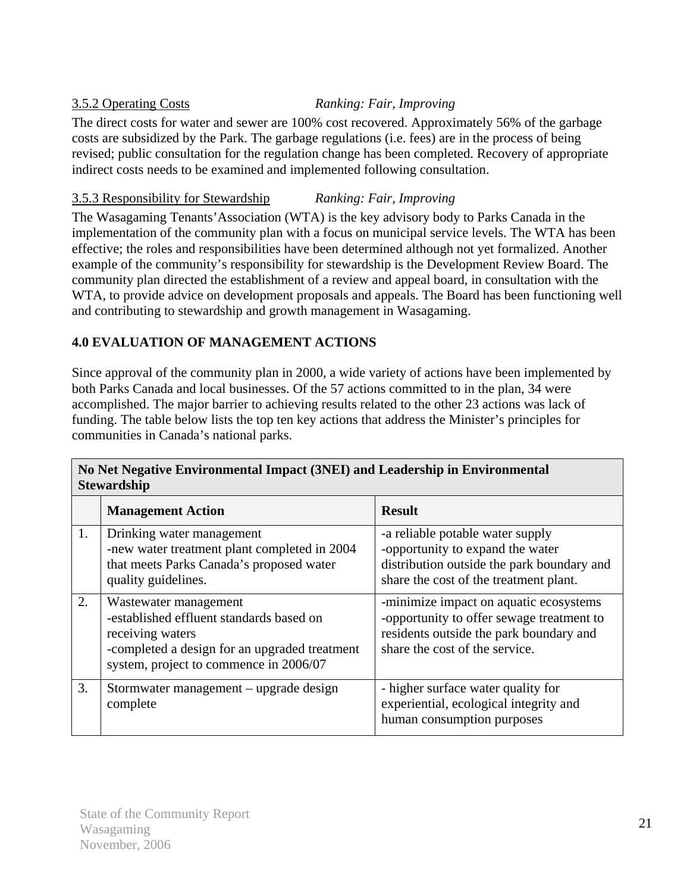3.5.2 Operating Costs *Ranking: Fair, Improving*

The direct costs for water and sewer are 100% cost recovered. Approximately 56% of the garbage costs are subsidized by the Park. The garbage regulations (i.e. fees) are in the process of being revised; public consultation for the regulation change has been completed. Recovery of appropriate indirect costs needs to be examined and implemented following consultation.

3.5.3 Responsibility for Stewardship *Ranking: Fair, Improving*

The Wasagaming Tenants'Association (WTA) is the key advisory body to Parks Canada in the implementation of the community plan with a focus on municipal service levels. The WTA has been effective; the roles and responsibilities have been determined although not yet formalized. Another example of the community's responsibility for stewardship is the Development Review Board. The community plan directed the establishment of a review and appeal board, in consultation with the WTA, to provide advice on development proposals and appeals. The Board has been functioning well and contributing to stewardship and growth management in Wasagaming.

## 4.0 EVALUATION OF MANAGEMENT ACTIONS

Since approval of the community plan in 2000, a wide variety of actions have been implemented by both Parks Canada and local businesses. Of the 57 actions committed to in the plan, 34 were accomplished. The major barrier to achieving results related to the other 23 actions was lack of funding. The table below lists the top ten key actions that address the Minister's principles for communities in Canada's national parks.

| **No Net Negative Environmental Impact (3NEI) and Leadership in Environmental Stewardship** | | |
|---|---|---|
| | **Management Action** | **Result** |
| 1. | Drinking water management<br>-new water treatment plant completed in 2004 that meets Parks Canada's proposed water quality guidelines. | -a reliable potable water supply<br>-opportunity to expand the water distribution outside the park boundary and share the cost of the treatment plant. |
| 2. | Wastewater management<br>-established effluent standards based on receiving waters<br>-completed a design for an upgraded treatment system, project to commence in 2006/07 | -minimize impact on aquatic ecosystems<br>-opportunity to offer sewage treatment to residents outside the park boundary and share the cost of the service. |
| 3. | Stormwater management – upgrade design complete | - higher surface water quality for experiential, ecological integrity and human consumption purposes |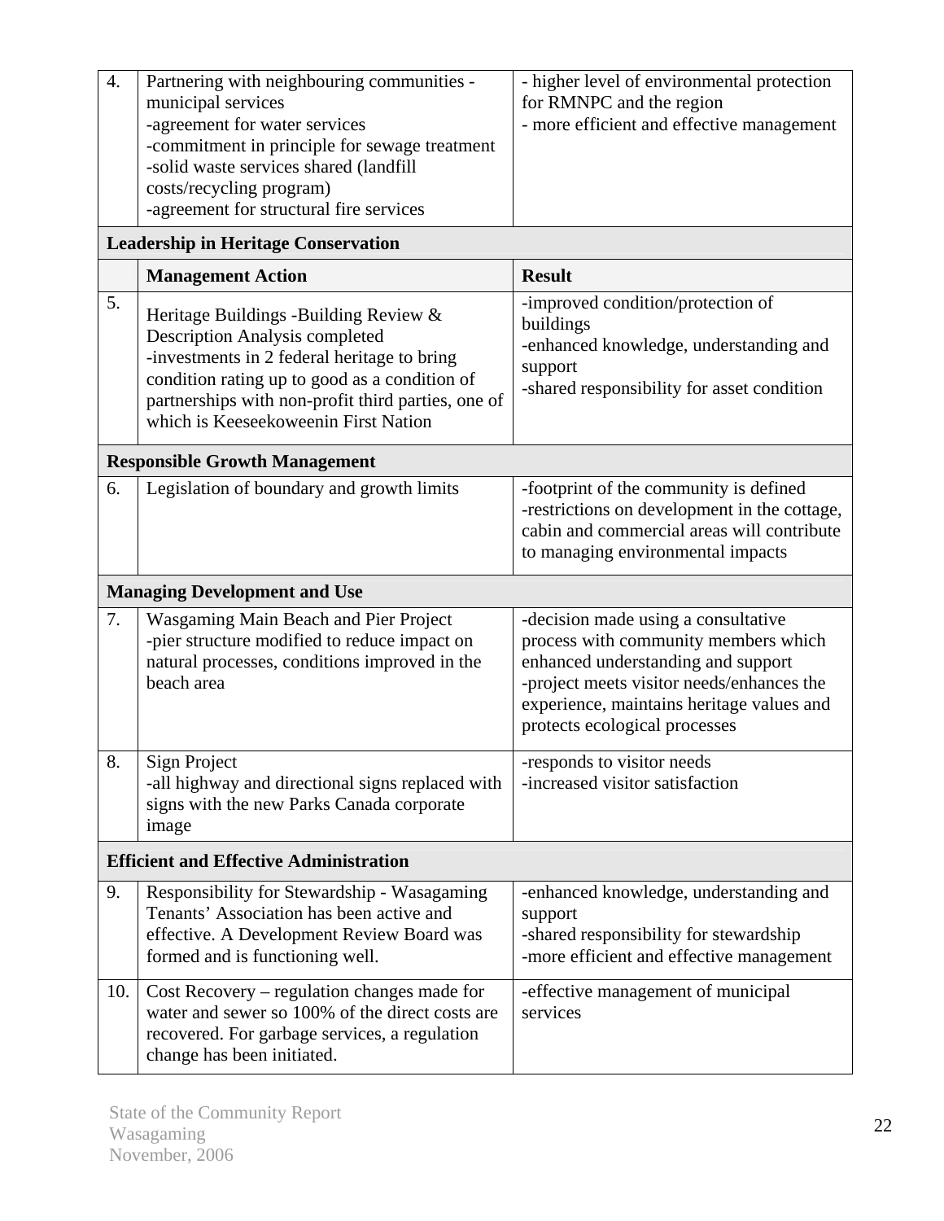| | | |
|---|---|---|
| 4. | Partnering with neighbouring communities - municipal services<br>-agreement for water services<br>-commitment in principle for sewage treatment<br>-solid waste services shared (landfill costs/recycling program)<br>-agreement for structural fire services | - higher level of environmental protection for RMNPC and the region<br>- more efficient and effective management |
| **Leadership in Heritage Conservation** | | |
| | **Management Action** | **Result** |
| 5. | Heritage Buildings -Building Review & Description Analysis completed<br>-investments in 2 federal heritage to bring condition rating up to good as a condition of partnerships with non-profit third parties, one of which is Keeseekoweenin First Nation | -improved condition/protection of buildings<br>-enhanced knowledge, understanding and support<br>-shared responsibility for asset condition |
| **Responsible Growth Management** | | |
| 6. | Legislation of boundary and growth limits | -footprint of the community is defined<br>-restrictions on development in the cottage, cabin and commercial areas will contribute to managing environmental impacts |
| **Managing Development and Use** | | |
| 7. | Wasgaming Main Beach and Pier Project<br>-pier structure modified to reduce impact on natural processes, conditions improved in the beach area | -decision made using a consultative process with community members which enhanced understanding and support<br>-project meets visitor needs/enhances the experience, maintains heritage values and protects ecological processes |
| 8. | Sign Project<br>-all highway and directional signs replaced with signs with the new Parks Canada corporate image | -responds to visitor needs<br>-increased visitor satisfaction |
| **Efficient and Effective Administration** | | |
| 9. | Responsibility for Stewardship - Wasagaming Tenants' Association has been active and effective. A Development Review Board was formed and is functioning well. | -enhanced knowledge, understanding and support<br>-shared responsibility for stewardship<br>-more efficient and effective management |
| 10. | Cost Recovery – regulation changes made for water and sewer so 100% of the direct costs are recovered. For garbage services, a regulation change has been initiated. | -effective management of municipal services |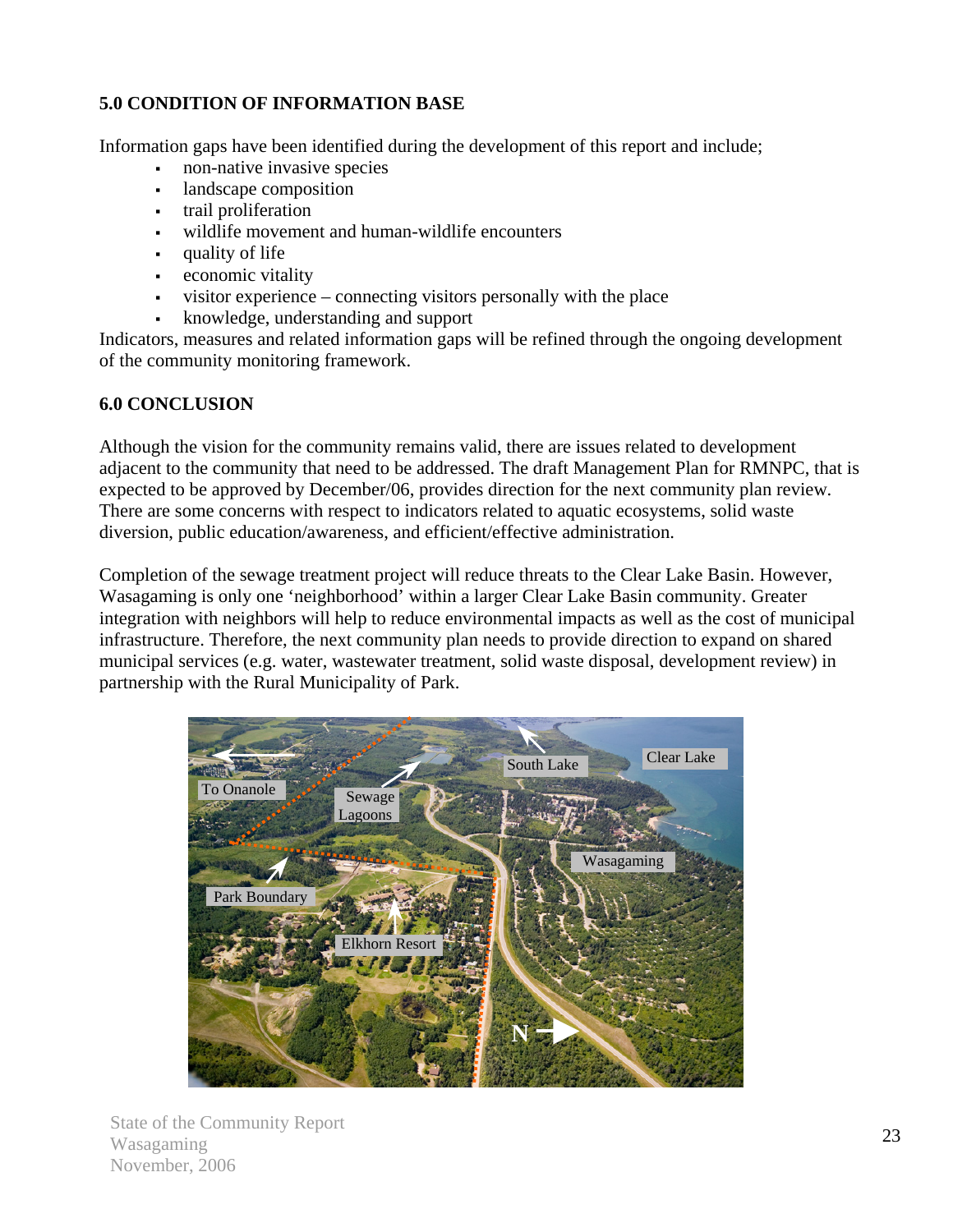## 5.0 CONDITION OF INFORMATION BASE

Information gaps have been identified during the development of this report and include;

- non-native invasive species
- landscape composition
- trail proliferation
- wildlife movement and human-wildlife encounters
- quality of life
- economic vitality
- visitor experience – connecting visitors personally with the place
- knowledge, understanding and support

Indicators, measures and related information gaps will be refined through the ongoing development of the community monitoring framework.

## 6.0 CONCLUSION

Although the vision for the community remains valid, there are issues related to development adjacent to the community that need to be addressed. The draft Management Plan for RMNPC, that is expected to be approved by December/06, provides direction for the next community plan review. There are some concerns with respect to indicators related to aquatic ecosystems, solid waste diversion, public education/awareness, and efficient/effective administration.

Completion of the sewage treatment project will reduce threats to the Clear Lake Basin. However, Wasagaming is only one 'neighborhood' within a larger Clear Lake Basin community. Greater integration with neighbors will help to reduce environmental impacts as well as the cost of municipal infrastructure. Therefore, the next community plan needs to provide direction to expand on shared municipal services (e.g. water, wastewater treatment, solid waste disposal, development review) in partnership with the Rural Municipality of Park.

To Onanole
Sewage Lagoons
South Lake
Clear Lake
Wasagaming
Park Boundary
Elkhorn Resort
N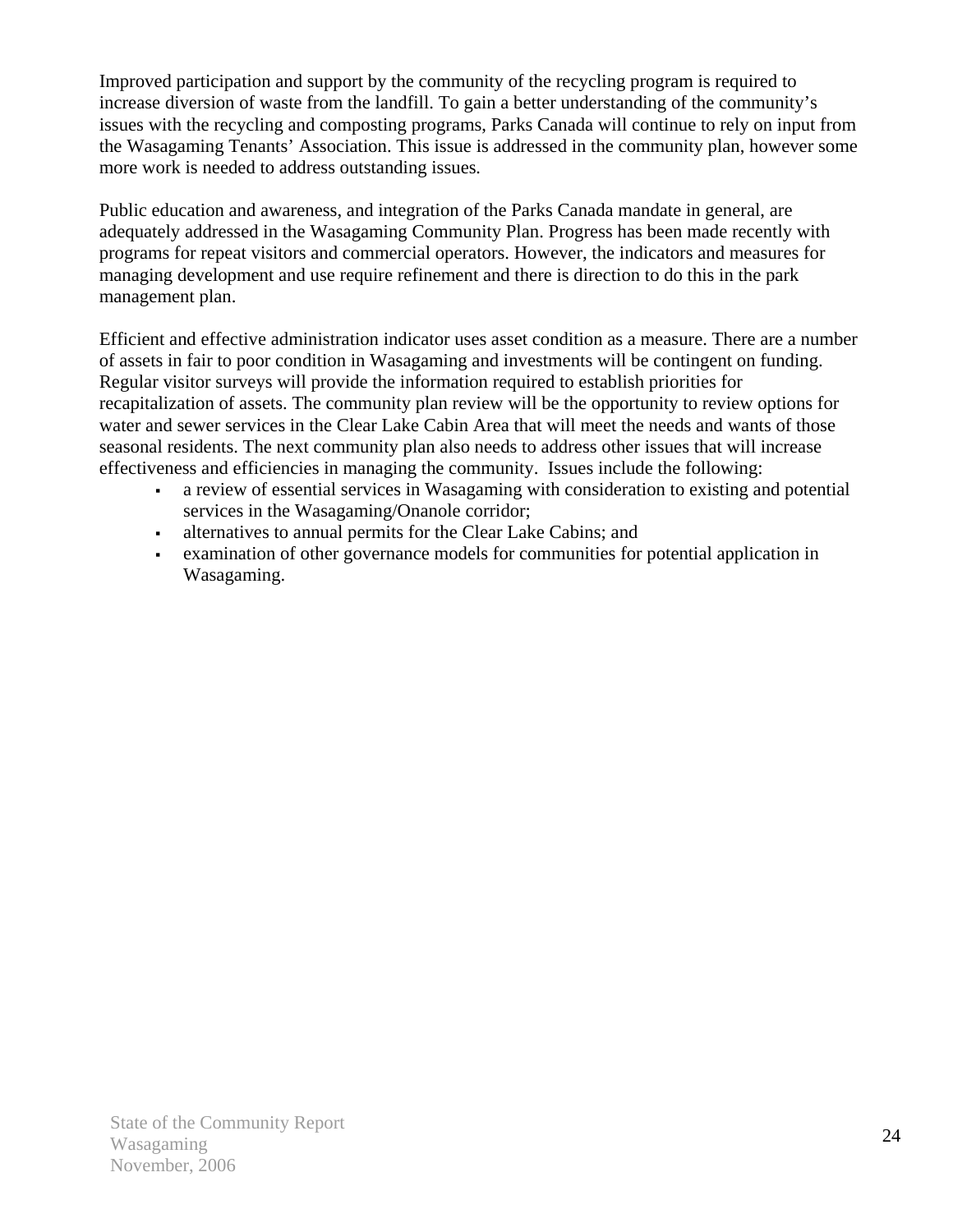Improved participation and support by the community of the recycling program is required to increase diversion of waste from the landfill. To gain a better understanding of the community's issues with the recycling and composting programs, Parks Canada will continue to rely on input from the Wasagaming Tenants' Association. This issue is addressed in the community plan, however some more work is needed to address outstanding issues.

Public education and awareness, and integration of the Parks Canada mandate in general, are adequately addressed in the Wasagaming Community Plan. Progress has been made recently with programs for repeat visitors and commercial operators. However, the indicators and measures for managing development and use require refinement and there is direction to do this in the park management plan.

Efficient and effective administration indicator uses asset condition as a measure. There are a number of assets in fair to poor condition in Wasagaming and investments will be contingent on funding. Regular visitor surveys will provide the information required to establish priorities for recapitalization of assets. The community plan review will be the opportunity to review options for water and sewer services in the Clear Lake Cabin Area that will meet the needs and wants of those seasonal residents. The next community plan also needs to address other issues that will increase effectiveness and efficiencies in managing the community. Issues include the following:

- a review of essential services in Wasagaming with consideration to existing and potential services in the Wasagaming/Onanole corridor;
- alternatives to annual permits for the Clear Lake Cabins; and
- examination of other governance models for communities for potential application in Wasagaming.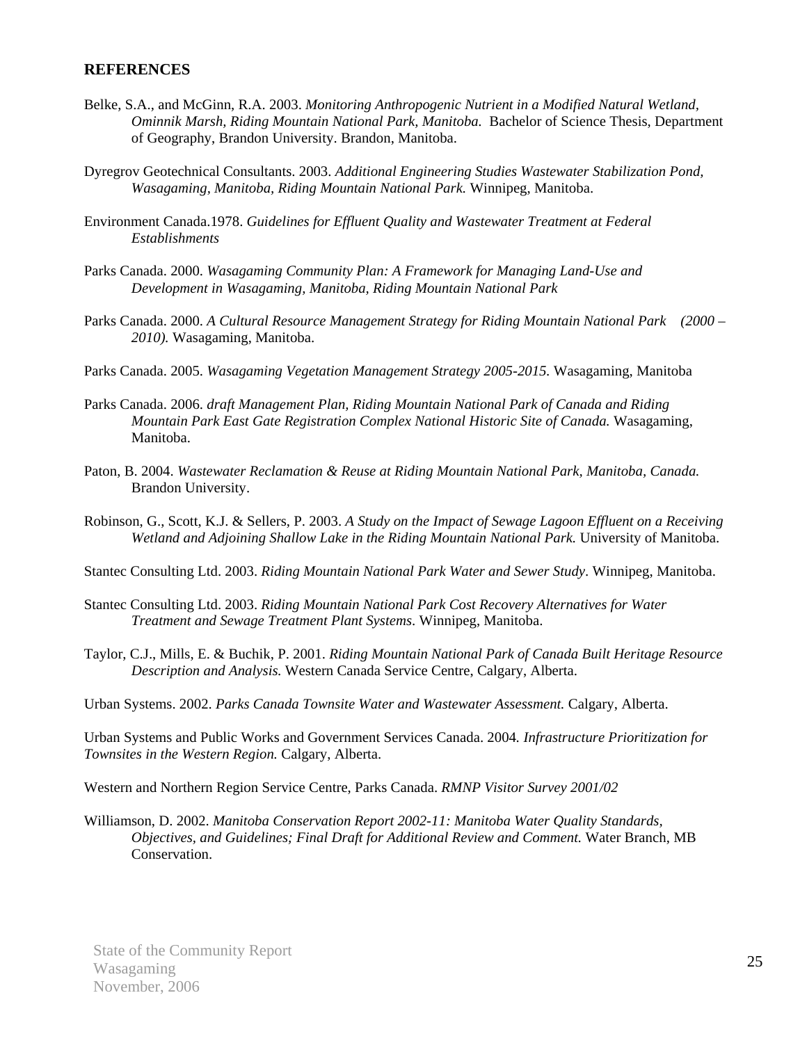## REFERENCES

Belke, S.A., and McGinn, R.A. 2003. *Monitoring Anthropogenic Nutrient in a Modified Natural Wetland, Ominnik Marsh, Riding Mountain National Park, Manitoba.* Bachelor of Science Thesis, Department of Geography, Brandon University. Brandon, Manitoba.

Dyregrov Geotechnical Consultants. 2003. *Additional Engineering Studies Wastewater Stabilization Pond, Wasagaming, Manitoba, Riding Mountain National Park.* Winnipeg, Manitoba.

Environment Canada.1978. *Guidelines for Effluent Quality and Wastewater Treatment at Federal Establishments*

Parks Canada. 2000. *Wasagaming Community Plan: A Framework for Managing Land-Use and Development in Wasagaming, Manitoba, Riding Mountain National Park*

Parks Canada. 2000. *A Cultural Resource Management Strategy for Riding Mountain National Park (2000 – 2010).* Wasagaming, Manitoba.

Parks Canada. 2005. *Wasagaming Vegetation Management Strategy 2005-2015.* Wasagaming, Manitoba

Parks Canada. 2006. *draft Management Plan, Riding Mountain National Park of Canada and Riding Mountain Park East Gate Registration Complex National Historic Site of Canada.* Wasagaming, Manitoba.

Paton, B. 2004. *Wastewater Reclamation & Reuse at Riding Mountain National Park, Manitoba, Canada.* Brandon University.

Robinson, G., Scott, K.J. & Sellers, P. 2003. *A Study on the Impact of Sewage Lagoon Effluent on a Receiving Wetland and Adjoining Shallow Lake in the Riding Mountain National Park.* University of Manitoba.

Stantec Consulting Ltd. 2003. *Riding Mountain National Park Water and Sewer Study*. Winnipeg, Manitoba.

Stantec Consulting Ltd. 2003. *Riding Mountain National Park Cost Recovery Alternatives for Water Treatment and Sewage Treatment Plant Systems*. Winnipeg, Manitoba.

Taylor, C.J., Mills, E. & Buchik, P. 2001. *Riding Mountain National Park of Canada Built Heritage Resource Description and Analysis.* Western Canada Service Centre, Calgary, Alberta.

Urban Systems. 2002. *Parks Canada Townsite Water and Wastewater Assessment.* Calgary, Alberta.

Urban Systems and Public Works and Government Services Canada. 2004. *Infrastructure Prioritization for Townsites in the Western Region.* Calgary, Alberta.

Western and Northern Region Service Centre, Parks Canada. *RMNP Visitor Survey 2001/02*

Williamson, D. 2002. *Manitoba Conservation Report 2002-11: Manitoba Water Quality Standards, Objectives, and Guidelines; Final Draft for Additional Review and Comment.* Water Branch, MB Conservation.